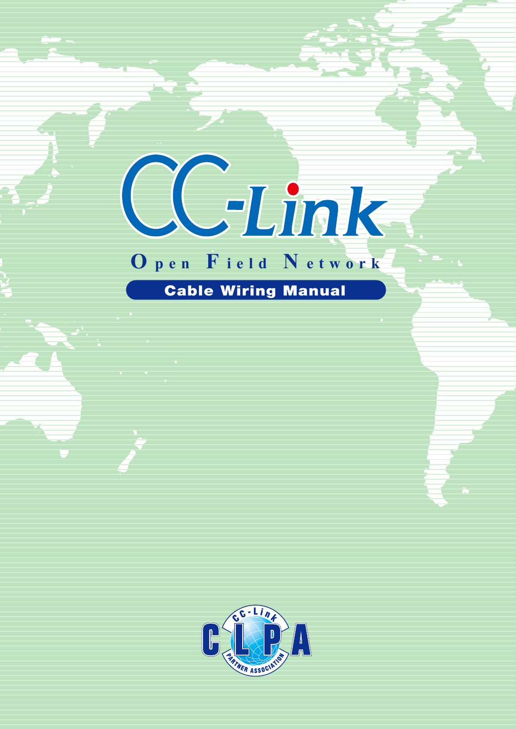# CC-Link

**Open Field Network**

## Cable Wiring Manual

CC-Link PARTNER ASSOCIATION

CLPA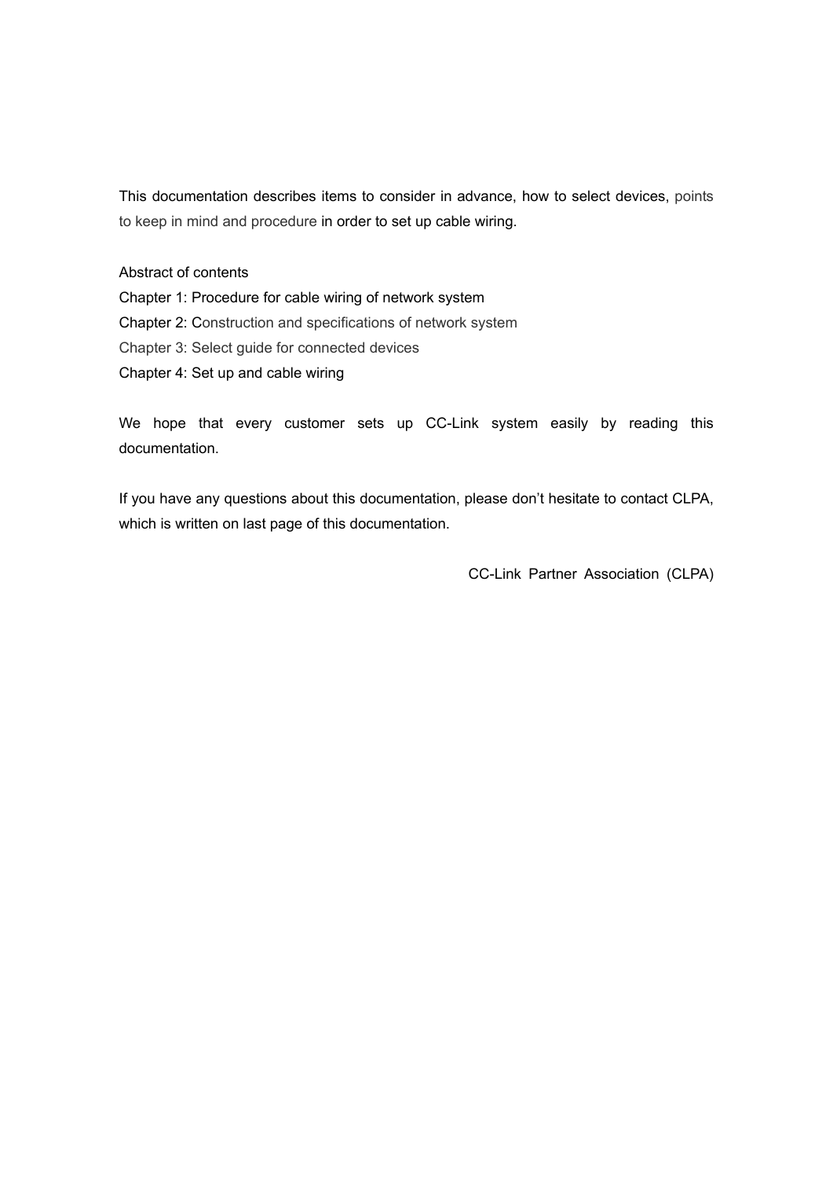This documentation describes items to consider in advance, how to select devices, points to keep in mind and procedure in order to set up cable wiring.

Abstract of contents

Chapter 1: Procedure for cable wiring of network system

Chapter 2: Construction and specifications of network system

Chapter 3: Select guide for connected devices

Chapter 4: Set up and cable wiring

We hope that every customer sets up CC-Link system easily by reading this documentation.

If you have any questions about this documentation, please don't hesitate to contact CLPA, which is written on last page of this documentation.

CC-Link Partner Association (CLPA)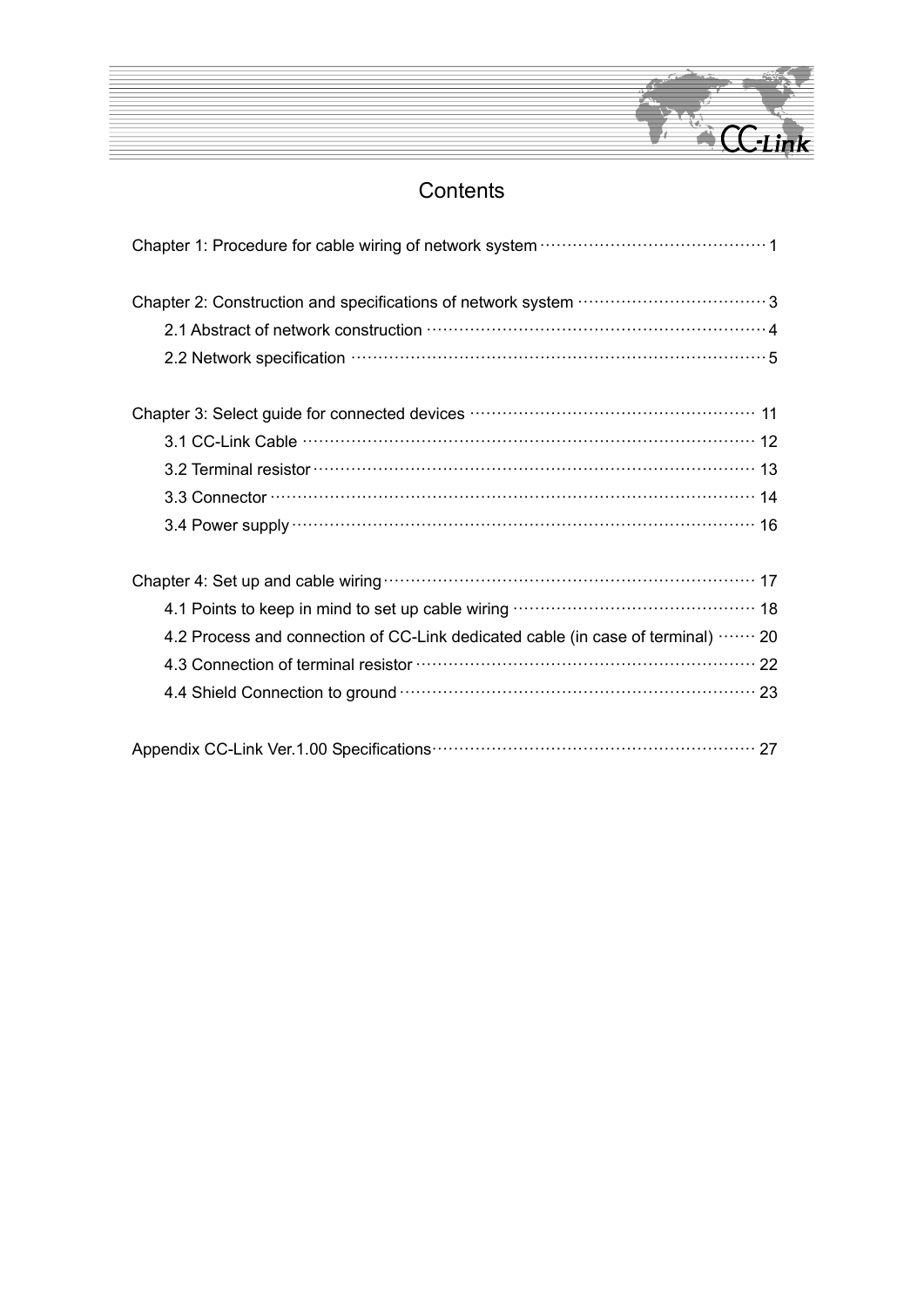# Contents

Chapter 1: Procedure for cable wiring of network system ······························ 1

Chapter 2: Construction and specifications of network system ························ 3
- 2.1 Abstract of network construction ··············································· 4
- 2.2 Network specification ································································ 5

Chapter 3: Select guide for connected devices ········································ 11
- 3.1 CC-Link Cable ········································································ 12
- 3.2 Terminal resistor ····································································· 13
- 3.3 Connector ·············································································· 14
- 3.4 Power supply ·········································································· 16

Chapter 4: Set up and cable wiring ······················································ 17
- 4.1 Points to keep in mind to set up cable wiring ······························ 18
- 4.2 Process and connection of CC-Link dedicated cable (in case of terminal) ······· 20
- 4.3 Connection of terminal resistor ················································ 22
- 4.4 Shield Connection to ground ···················································· 23

Appendix CC-Link Ver.1.00 Specifications··············································· 27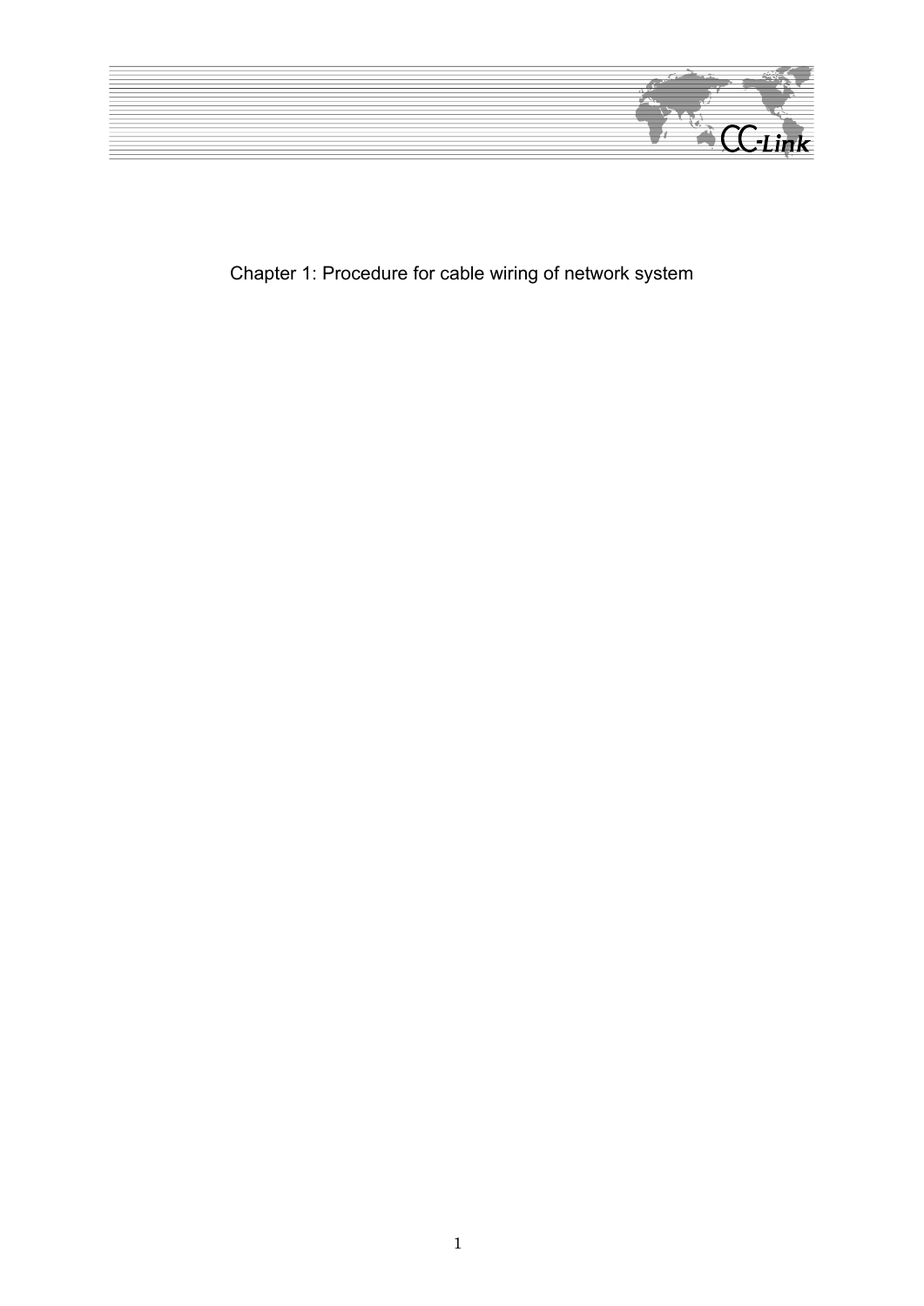# Chapter 1: Procedure for cable wiring of network system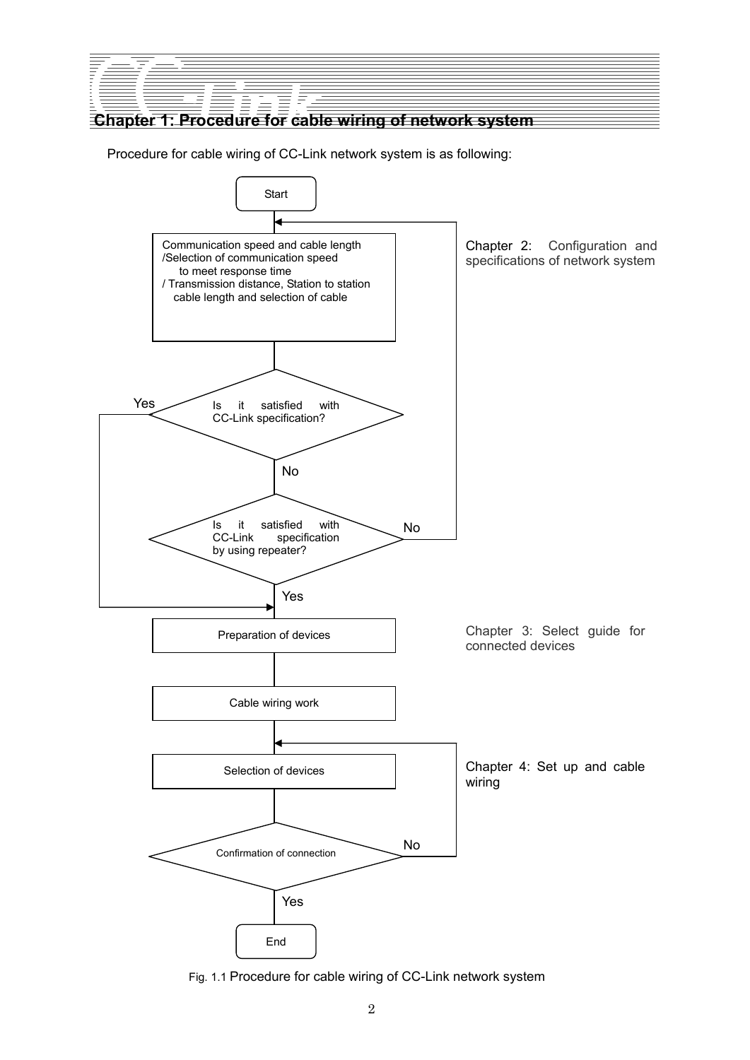# Chapter 1: Procedure for cable wiring of network system

Procedure for cable wiring of CC-Link network system is as following:

Start

Communication speed and cable length
/Selection of communication speed to meet response time
/ Transmission distance, Station to station cable length and selection of cable

Chapter 2: Configuration and specifications of network system

Is it satisfied with CC-Link specification?

Yes → Preparation of devices

No → Is it satisfied with CC-Link specification by using repeater?

No → (return to Communication speed and cable length)

Yes → Preparation of devices

Preparation of devices

Chapter 3: Select guide for connected devices

Cable wiring work

Selection of devices

Chapter 4: Set up and cable wiring

Confirmation of connection

No → (return to Selection of devices)

Yes → End

Fig. 1.1 Procedure for cable wiring of CC-Link network system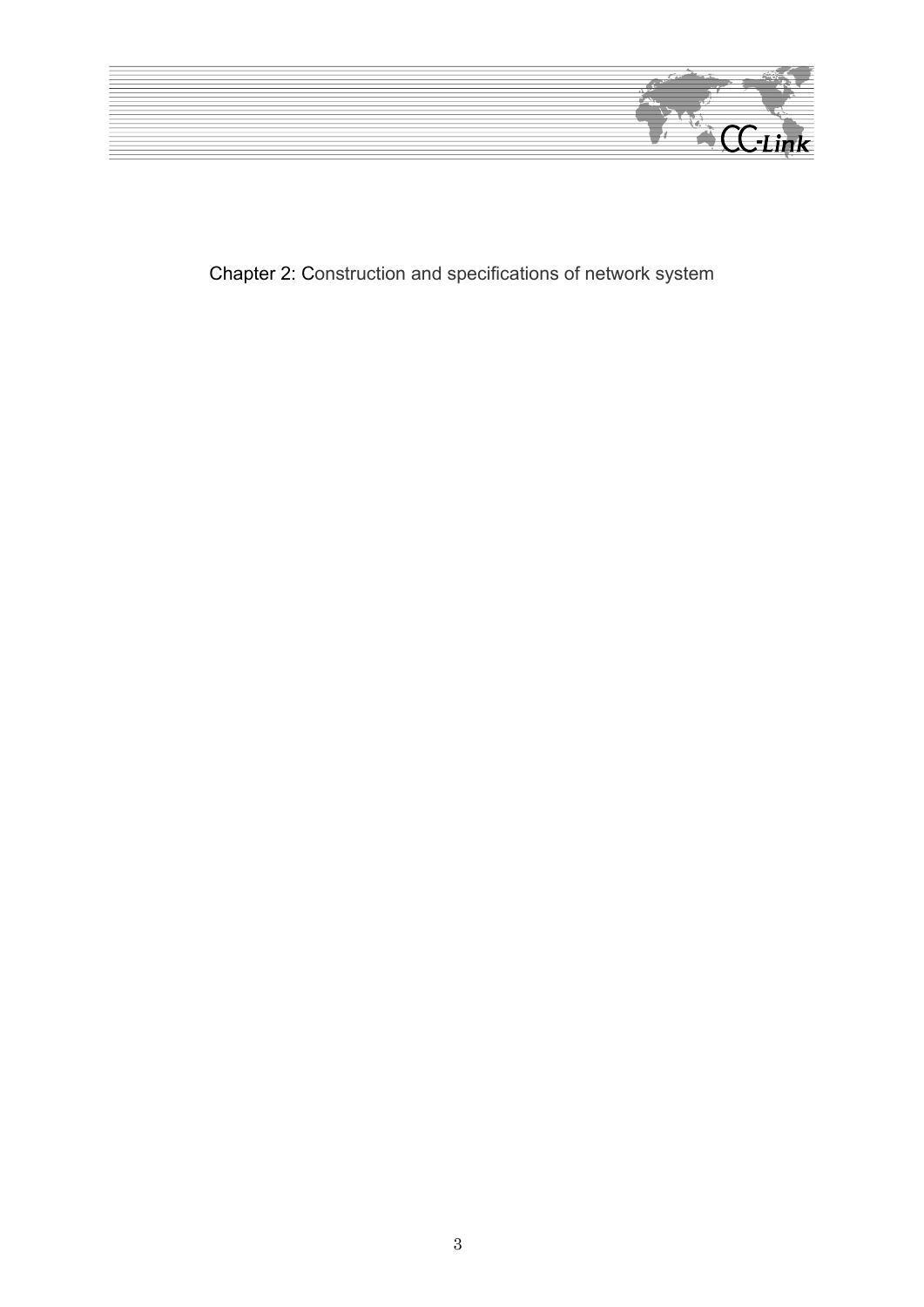# Chapter 2: Construction and specifications of network system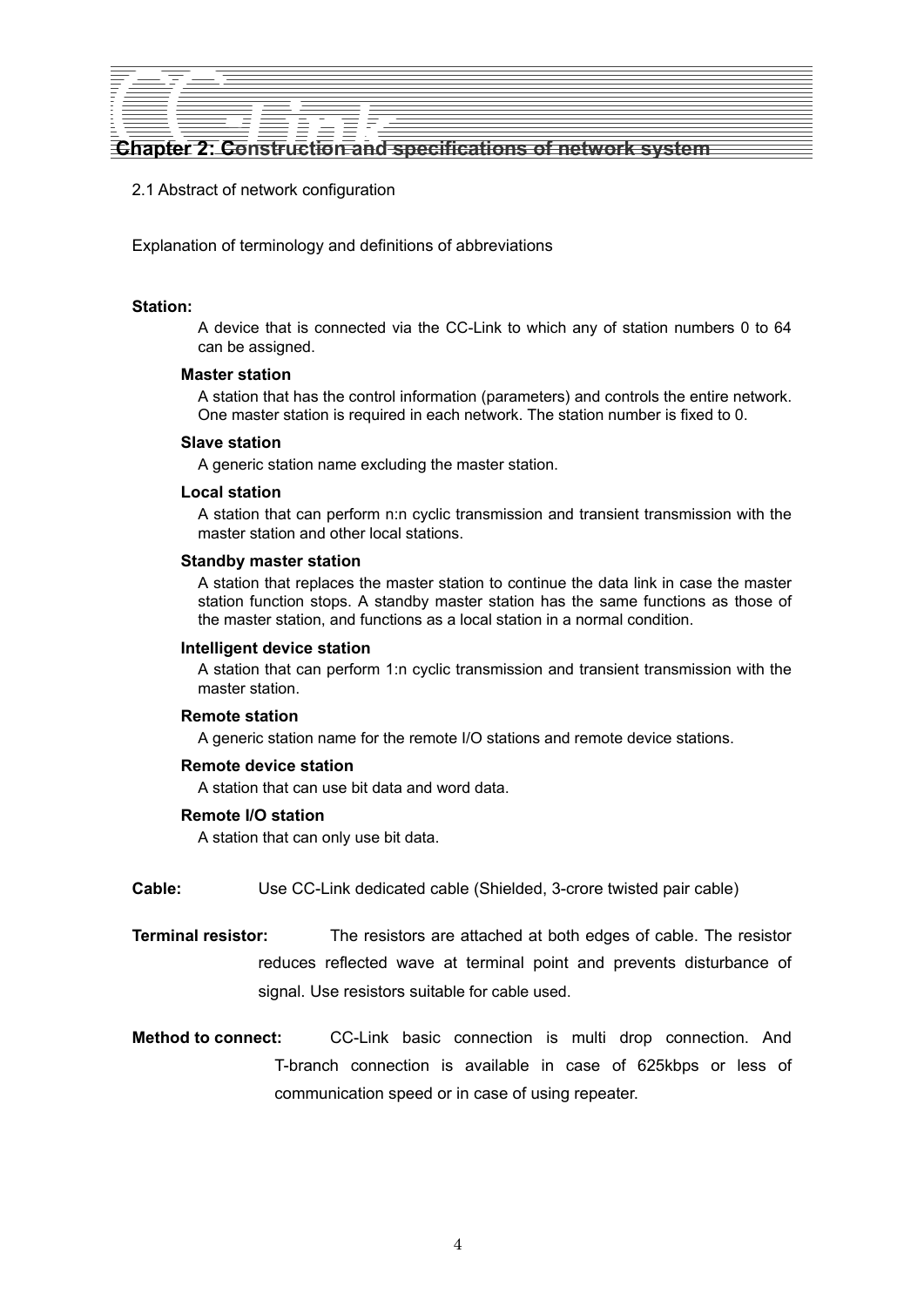# Chapter 2: Construction and specifications of network system

## 2.1 Abstract of network configuration

Explanation of terminology and definitions of abbreviations

**Station:**

A device that is connected via the CC-Link to which any of station numbers 0 to 64 can be assigned.

**Master station**

A station that has the control information (parameters) and controls the entire network. One master station is required in each network. The station number is fixed to 0.

**Slave station**

A generic station name excluding the master station.

**Local station**

A station that can perform n:n cyclic transmission and transient transmission with the master station and other local stations.

**Standby master station**

A station that replaces the master station to continue the data link in case the master station function stops. A standby master station has the same functions as those of the master station, and functions as a local station in a normal condition.

**Intelligent device station**

A station that can perform 1:n cyclic transmission and transient transmission with the master station.

**Remote station**

A generic station name for the remote I/O stations and remote device stations.

**Remote device station**

A station that can use bit data and word data.

**Remote I/O station**

A station that can only use bit data.

**Cable:** Use CC-Link dedicated cable (Shielded, 3-crore twisted pair cable)

**Terminal resistor:** The resistors are attached at both edges of cable. The resistor reduces reflected wave at terminal point and prevents disturbance of signal. Use resistors suitable for cable used.

**Method to connect:** CC-Link basic connection is multi drop connection. And T-branch connection is available in case of 625kbps or less of communication speed or in case of using repeater.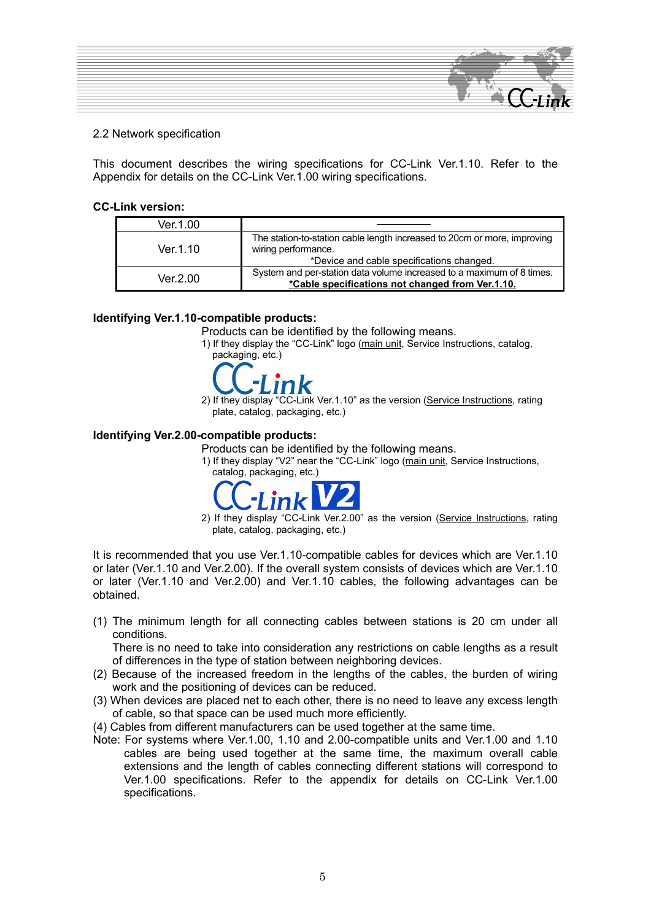2.2 Network specification

This document describes the wiring specifications for CC-Link Ver.1.10. Refer to the Appendix for details on the CC-Link Ver.1.00 wiring specifications.

**CC-Link version:**

| Ver.1.00 | ―――――― |
|---|---|
| Ver.1.10 | The station-to-station cable length increased to 20cm or more, improving wiring performance. *Device and cable specifications changed. |
| Ver.2.00 | System and per-station data volume increased to a maximum of 8 times. **\*Cable specifications not changed from Ver.1.10.** |

**Identifying Ver.1.10-compatible products:**

Products can be identified by the following means.

1) If they display the "CC-Link" logo (main unit, Service Instructions, catalog, packaging, etc.)

2) If they display "CC-Link Ver.1.10" as the version (Service Instructions, rating plate, catalog, packaging, etc.)

**Identifying Ver.2.00-compatible products:**

Products can be identified by the following means.

1) If they display "V2" near the "CC-Link" logo (main unit, Service Instructions, catalog, packaging, etc.)

2) If they display "CC-Link Ver.2.00" as the version (Service Instructions, rating plate, catalog, packaging, etc.)

It is recommended that you use Ver.1.10-compatible cables for devices which are Ver.1.10 or later (Ver.1.10 and Ver.2.00). If the overall system consists of devices which are Ver.1.10 or later (Ver.1.10 and Ver.2.00) and Ver.1.10 cables, the following advantages can be obtained.

(1) The minimum length for all connecting cables between stations is 20 cm under all conditions.
There is no need to take into consideration any restrictions on cable lengths as a result of differences in the type of station between neighboring devices.

(2) Because of the increased freedom in the lengths of the cables, the burden of wiring work and the positioning of devices can be reduced.

(3) When devices are placed net to each other, there is no need to leave any excess length of cable, so that space can be used much more efficiently.

(4) Cables from different manufacturers can be used together at the same time.

Note: For systems where Ver.1.00, 1.10 and 2.00-compatible units and Ver.1.00 and 1.10 cables are being used together at the same time, the maximum overall cable extensions and the length of cables connecting different stations will correspond to Ver.1.00 specifications. Refer to the appendix for details on CC-Link Ver.1.00 specifications.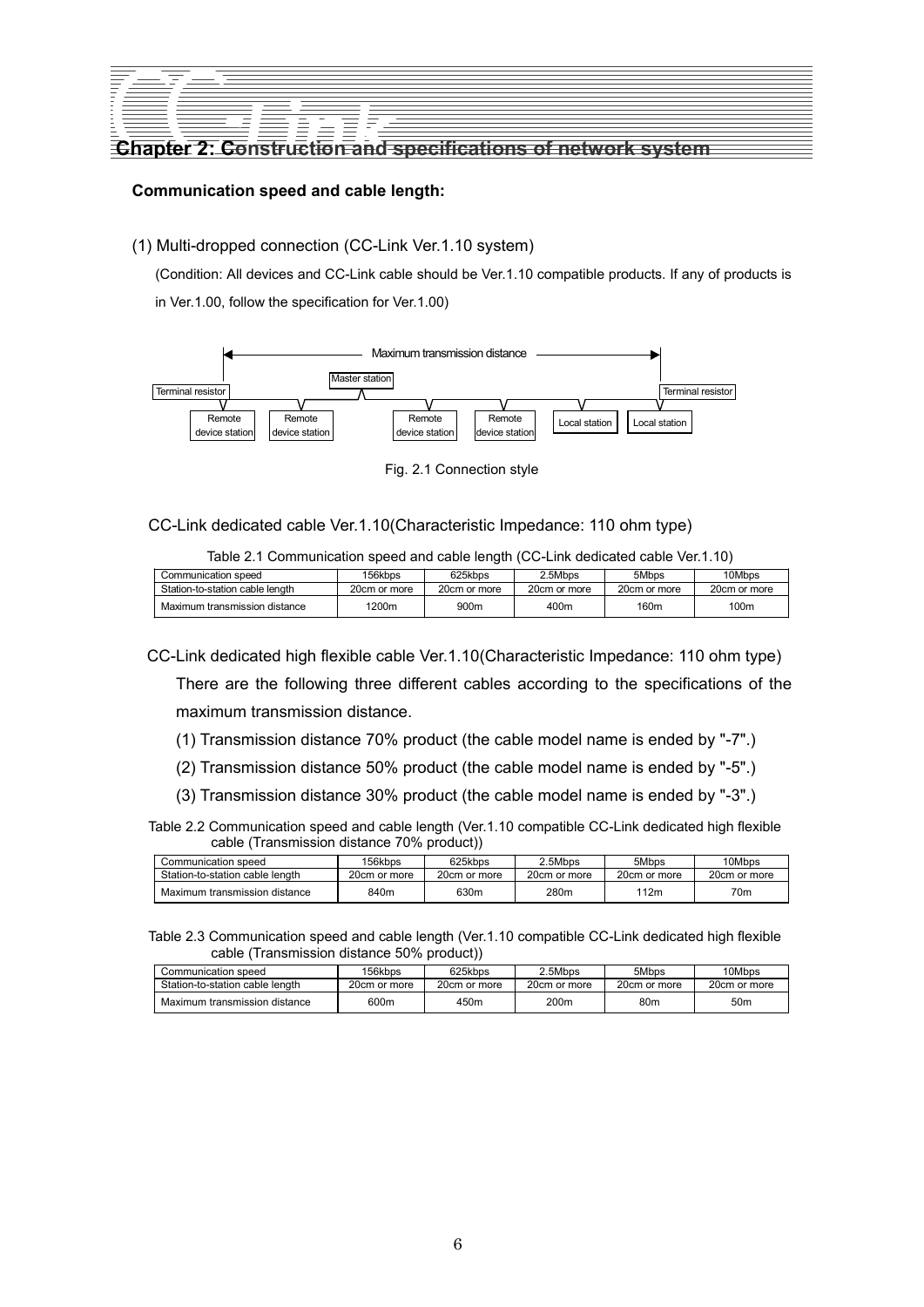## Chapter 2: Construction and specifications of network system

**Communication speed and cable length:**

(1) Multi-dropped connection (CC-Link Ver.1.10 system)

(Condition: All devices and CC-Link cable should be Ver.1.10 compatible products. If any of products is in Ver.1.00, follow the specification for Ver.1.00)

Maximum transmission distance

Master station

Terminal resistor　Terminal resistor

Remote device station　Remote device station　Remote device station　Remote device station　Local station　Local station

Fig. 2.1 Connection style

CC-Link dedicated cable Ver.1.10(Characteristic Impedance: 110 ohm type)

Table 2.1 Communication speed and cable length (CC-Link dedicated cable Ver.1.10)

| Communication speed | 156kbps | 625kbps | 2.5Mbps | 5Mbps | 10Mbps |
|---|---|---|---|---|---|
| Station-to-station cable length | 20cm or more | 20cm or more | 20cm or more | 20cm or more | 20cm or more |
| Maximum transmission distance | 1200m | 900m | 400m | 160m | 100m |

CC-Link dedicated high flexible cable Ver.1.10(Characteristic Impedance: 110 ohm type)

There are the following three different cables according to the specifications of the maximum transmission distance.

(1) Transmission distance 70% product (the cable model name is ended by "-7".)

(2) Transmission distance 50% product (the cable model name is ended by "-5".)

(3) Transmission distance 30% product (the cable model name is ended by "-3".)

Table 2.2 Communication speed and cable length (Ver.1.10 compatible CC-Link dedicated high flexible cable (Transmission distance 70% product))

| Communication speed | 156kbps | 625kbps | 2.5Mbps | 5Mbps | 10Mbps |
|---|---|---|---|---|---|
| Station-to-station cable length | 20cm or more | 20cm or more | 20cm or more | 20cm or more | 20cm or more |
| Maximum transmission distance | 840m | 630m | 280m | 112m | 70m |

Table 2.3 Communication speed and cable length (Ver.1.10 compatible CC-Link dedicated high flexible cable (Transmission distance 50% product))

| Communication speed | 156kbps | 625kbps | 2.5Mbps | 5Mbps | 10Mbps |
|---|---|---|---|---|---|
| Station-to-station cable length | 20cm or more | 20cm or more | 20cm or more | 20cm or more | 20cm or more |
| Maximum transmission distance | 600m | 450m | 200m | 80m | 50m |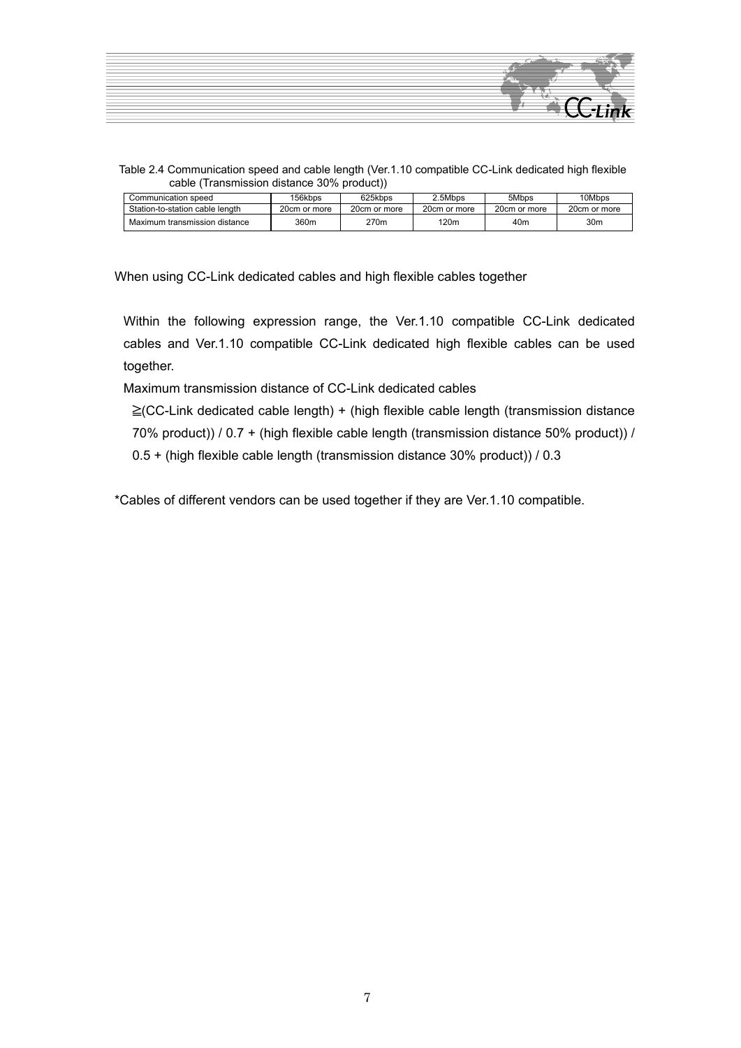Table 2.4 Communication speed and cable length (Ver.1.10 compatible CC-Link dedicated high flexible cable (Transmission distance 30% product))

| Communication speed | 156kbps | 625kbps | 2.5Mbps | 5Mbps | 10Mbps |
|---|---|---|---|---|---|
| Station-to-station cable length | 20cm or more | 20cm or more | 20cm or more | 20cm or more | 20cm or more |
| Maximum transmission distance | 360m | 270m | 120m | 40m | 30m |

When using CC-Link dedicated cables and high flexible cables together

Within the following expression range, the Ver.1.10 compatible CC-Link dedicated cables and Ver.1.10 compatible CC-Link dedicated high flexible cables can be used together.

Maximum transmission distance of CC-Link dedicated cables

≧(CC-Link dedicated cable length) + (high flexible cable length (transmission distance 70% product)) / 0.7 + (high flexible cable length (transmission distance 50% product)) / 0.5 + (high flexible cable length (transmission distance 30% product)) / 0.3

*Cables of different vendors can be used together if they are Ver.1.10 compatible.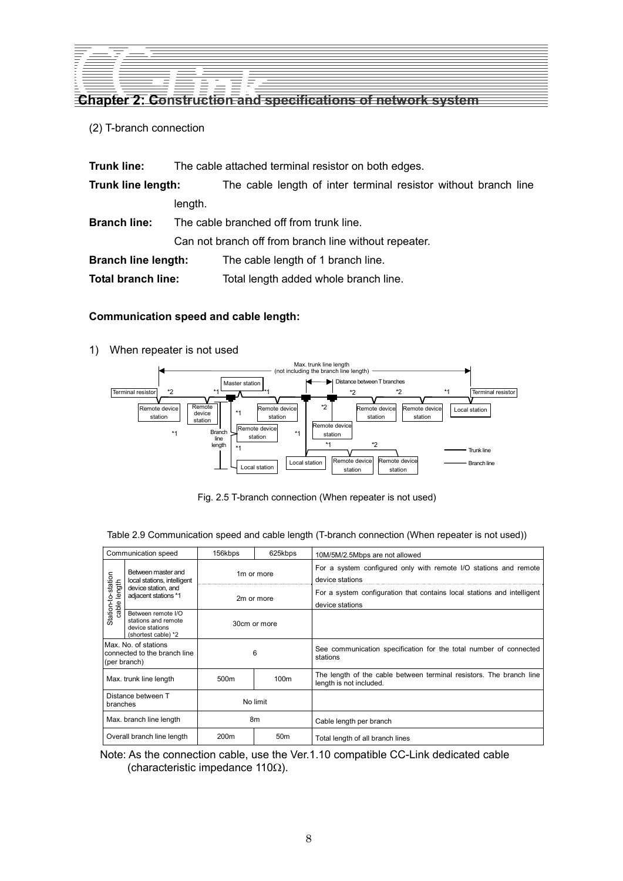## Chapter 2: Construction and specifications of network system

(2) T-branch connection

**Trunk line:** The cable attached terminal resistor on both edges.

**Trunk line length:** The cable length of inter terminal resistor without branch line length.

**Branch line:** The cable branched off from trunk line.
Can not branch off from branch line without repeater.

**Branch line length:** The cable length of 1 branch line.

**Total branch line:** Total length added whole branch line.

**Communication speed and cable length:**

1) When repeater is not used

Fig. 2.5 T-branch connection (When repeater is not used)

Table 2.9 Communication speed and cable length (T-branch connection (When repeater is not used))

| Communication speed | | 156kbps | 625kbps | 10M/5M/2.5Mbps are not allowed |
|---|---|---|---|---|
| Station-to-station cable length | Between master and local stations, intelligent device station, and adjacent stations *1 | 1m or more | | For a system configured only with remote I/O stations and remote device stations |
| | | 2m or more | | For a system configuration that contains local stations and intelligent device stations |
| | Between remote I/O stations and remote device stations (shortest cable) *2 | 30cm or more | | |
| Max. No. of stations connected to the branch line (per branch) | | 6 | | See communication specification for the total number of connected stations |
| Max. trunk line length | | 500m | 100m | The length of the cable between terminal resistors. The branch line length is not included. |
| Distance between T branches | | No limit | | |
| Max. branch line length | | 8m | | Cable length per branch |
| Overall branch line length | | 200m | 50m | Total length of all branch lines |

Note: As the connection cable, use the Ver.1.10 compatible CC-Link dedicated cable (characteristic impedance 110Ω).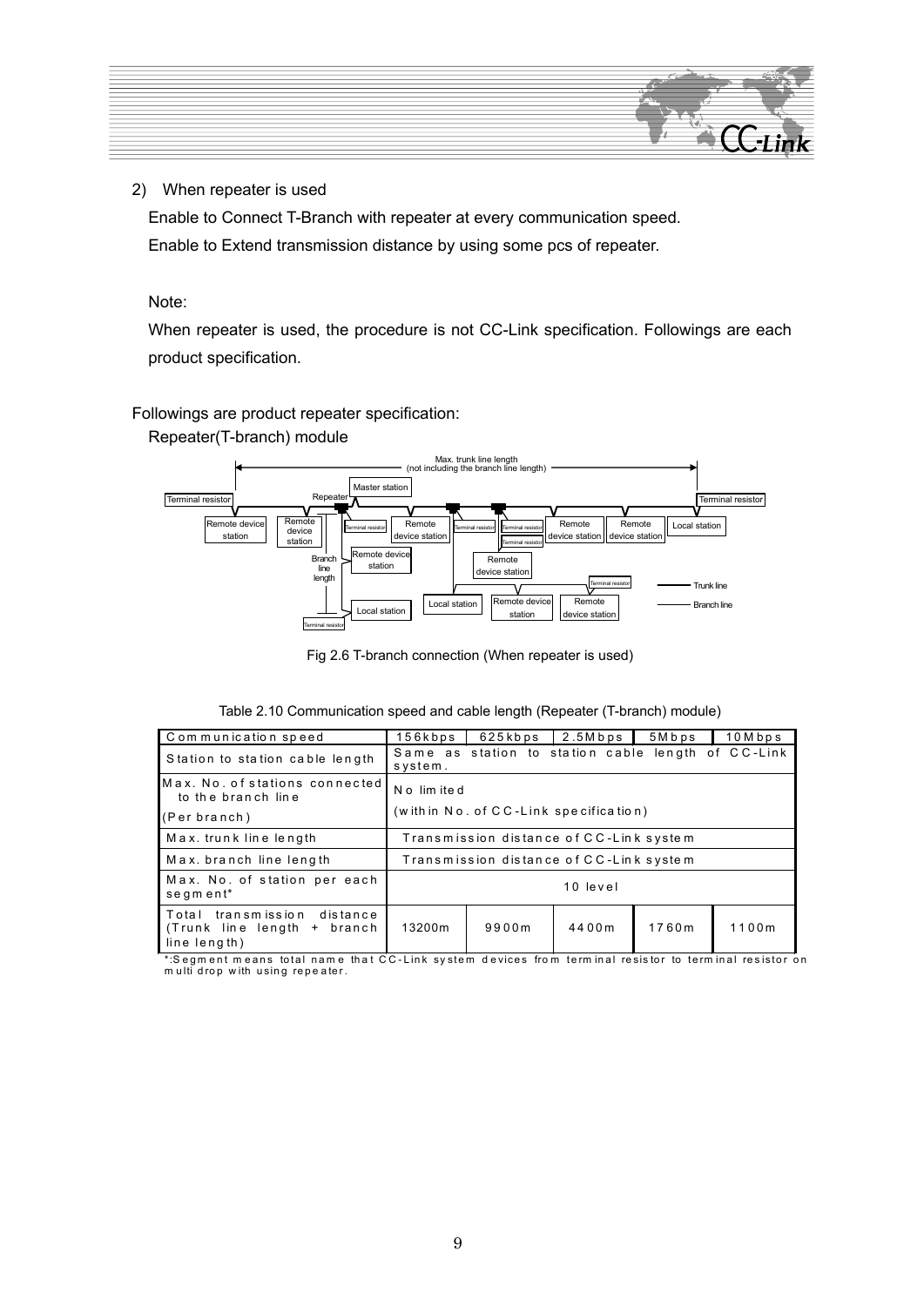2) When repeater is used

Enable to Connect T-Branch with repeater at every communication speed.

Enable to Extend transmission distance by using some pcs of repeater.

Note:

When repeater is used, the procedure is not CC-Link specification. Followings are each product specification.

Followings are product repeater specification:

Repeater(T-branch) module

Fig 2.6 T-branch connection (When repeater is used)

Table 2.10 Communication speed and cable length (Repeater (T-branch) module)

| Communication speed | 156kbps | 625kbps | 2.5Mbps | 5Mbps | 10Mbps |
|---|---|---|---|---|---|
| Station to station cable length | Same as station to station cable length of CC-Link system. | | | | |
| Max. No. of stations connected to the branch line (Per branch) | No limited (within No. of CC-Link specification) | | | | |
| Max. trunk line length | Transmission distance of CC-Link system | | | | |
| Max. branch line length | Transmission distance of CC-Link system | | | | |
| Max. No. of station per each segment* | 10 level | | | | |
| Total transmission distance (Trunk line length + branch line length) | 13200m | 9900m | 4400m | 1760m | 1100m |

*:Segment means total name that CC-Link system devices from terminal resistor to terminal resistor on multi drop with using repeater.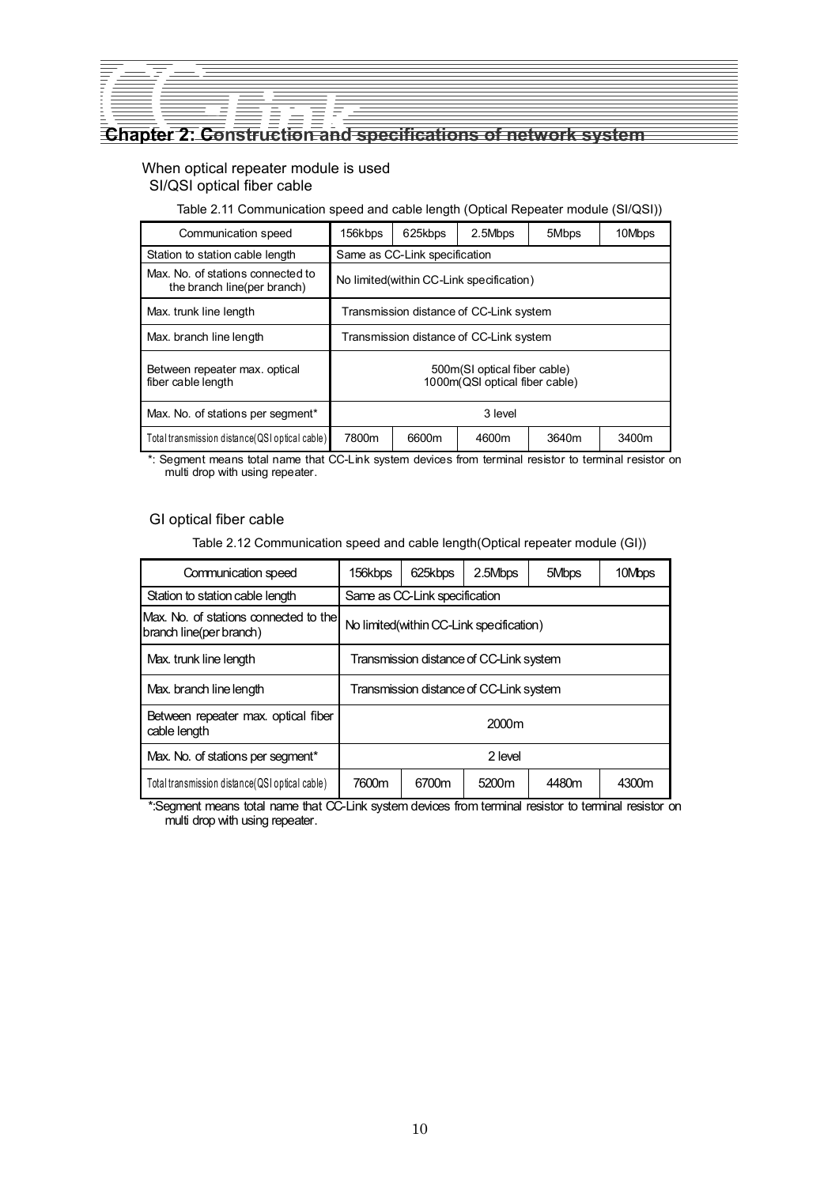When optical repeater module is used

SI/QSI optical fiber cable

Table 2.11 Communication speed and cable length (Optical Repeater module (SI/QSI))

| Communication speed | 156kbps | 625kbps | 2.5Mbps | 5Mbps | 10Mbps |
|---|---|---|---|---|---|
| Station to station cable length | Same as CC-Link specification | | | | |
| Max. No. of stations connected to the branch line(per branch) | No limited(within CC-Link specification) | | | | |
| Max. trunk line length | Transmission distance of CC-Link system | | | | |
| Max. branch line length | Transmission distance of CC-Link system | | | | |
| Between repeater max. optical fiber cable length | 500m(SI optical fiber cable) 1000m(QSI optical fiber cable) | | | | |
| Max. No. of stations per segment* | 3 level | | | | |
| Total transmission distance(QSI optical cable) | 7800m | 6600m | 4600m | 3640m | 3400m |

*: Segment means total name that CC-Link system devices from terminal resistor to terminal resistor on multi drop with using repeater.

GI optical fiber cable

Table 2.12 Communication speed and cable length(Optical repeater module (GI))

| Communication speed | 156kbps | 625kbps | 2.5Mbps | 5Mbps | 10Mbps |
|---|---|---|---|---|---|
| Station to station cable length | Same as CC-Link specification | | | | |
| Max. No. of stations connected to the branch line(per branch) | No limited(within CC-Link specification) | | | | |
| Max. trunk line length | Transmission distance of CC-Link system | | | | |
| Max. branch line length | Transmission distance of CC-Link system | | | | |
| Between repeater max. optical fiber cable length | 2000m | | | | |
| Max. No. of stations per segment* | 2 level | | | | |
| Total transmission distance(QSI optical cable) | 7600m | 6700m | 5200m | 4480m | 4300m |

*:Segment means total name that CC-Link system devices from terminal resistor to terminal resistor on multi drop with using repeater.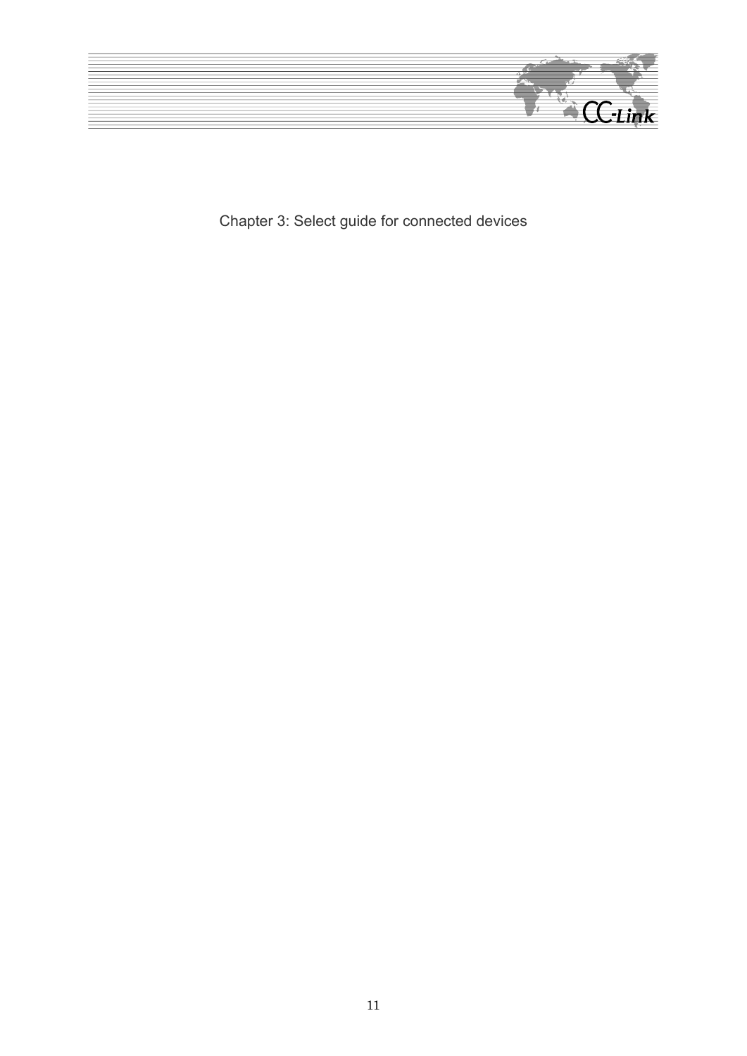# Chapter 3: Select guide for connected devices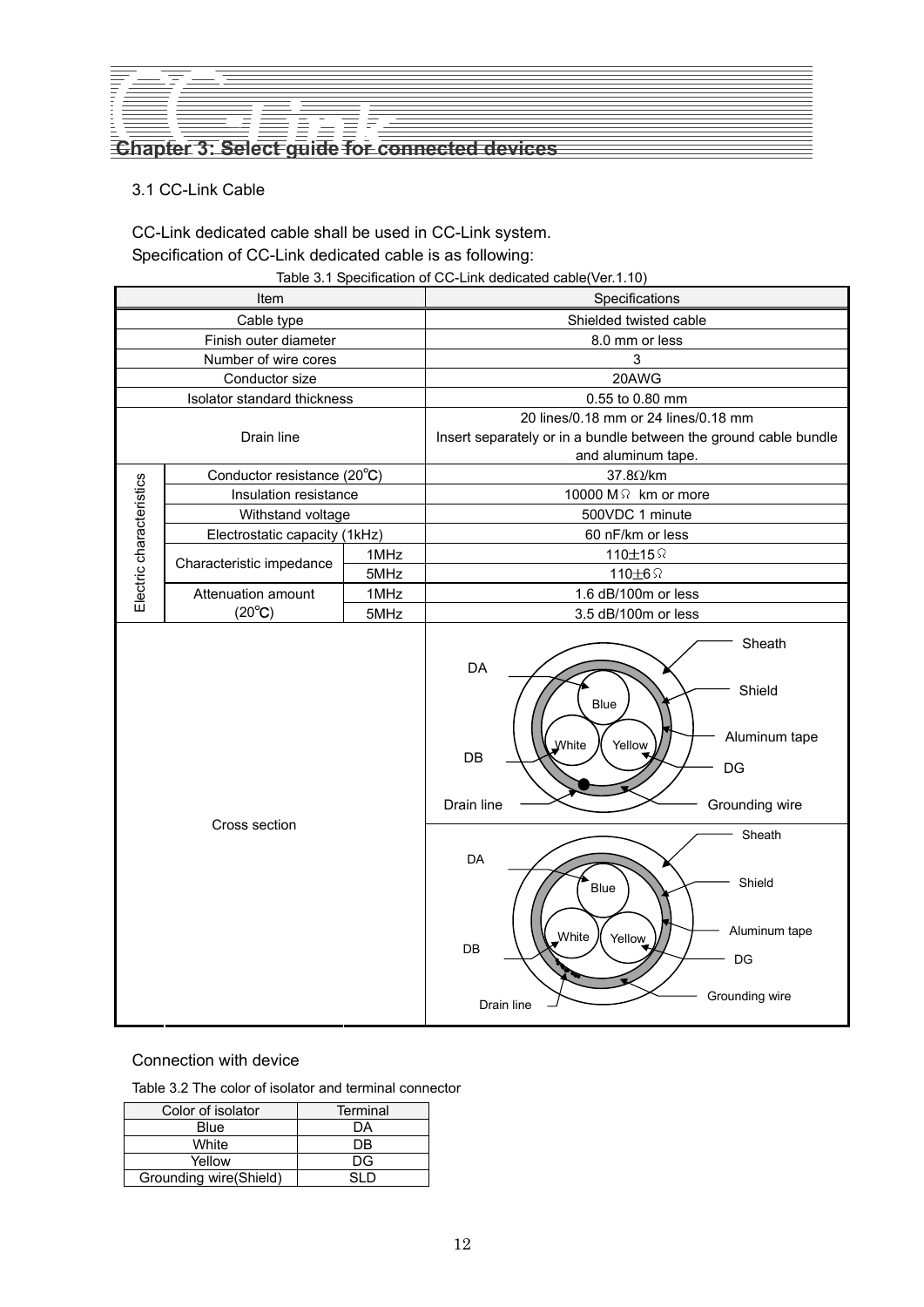# Chapter 3: Select guide for connected devices

## 3.1 CC-Link Cable

CC-Link dedicated cable shall be used in CC-Link system.
Specification of CC-Link dedicated cable is as following:

Table 3.1 Specification of CC-Link dedicated cable(Ver.1.10)

| Item | | | Specifications |
|---|---|---|---|
| Cable type | | | Shielded twisted cable |
| Finish outer diameter | | | 8.0 mm or less |
| Number of wire cores | | | 3 |
| Conductor size | | | 20AWG |
| Isolator standard thickness | | | 0.55 to 0.80 mm |
| Drain line | | | 20 lines/0.18 mm or 24 lines/0.18 mm<br>Insert separately or in a bundle between the ground cable bundle and aluminum tape. |
| Electric characteristics | Conductor resistance (20℃) | | 37.8Ω/km |
| | Insulation resistance | | 10000 MΩ km or more |
| | Withstand voltage | | 500VDC 1 minute |
| | Electrostatic capacity (1kHz) | | 60 nF/km or less |
| | Characteristic impedance | 1MHz | 110±15Ω |
| | | 5MHz | 110±6Ω |
| | Attenuation amount (20℃) | 1MHz | 1.6 dB/100m or less |
| | | 5MHz | 3.5 dB/100m or less |
| Cross section | | | (Cross-section diagrams: Sheath, Shield, Aluminum tape, DA (Blue), DB (White), DG (Yellow), Drain line, Grounding wire) |

Connection with device

Table 3.2 The color of isolator and terminal connector

| Color of isolator | Terminal |
|---|---|
| Blue | DA |
| White | DB |
| Yellow | DG |
| Grounding wire(Shield) | SLD |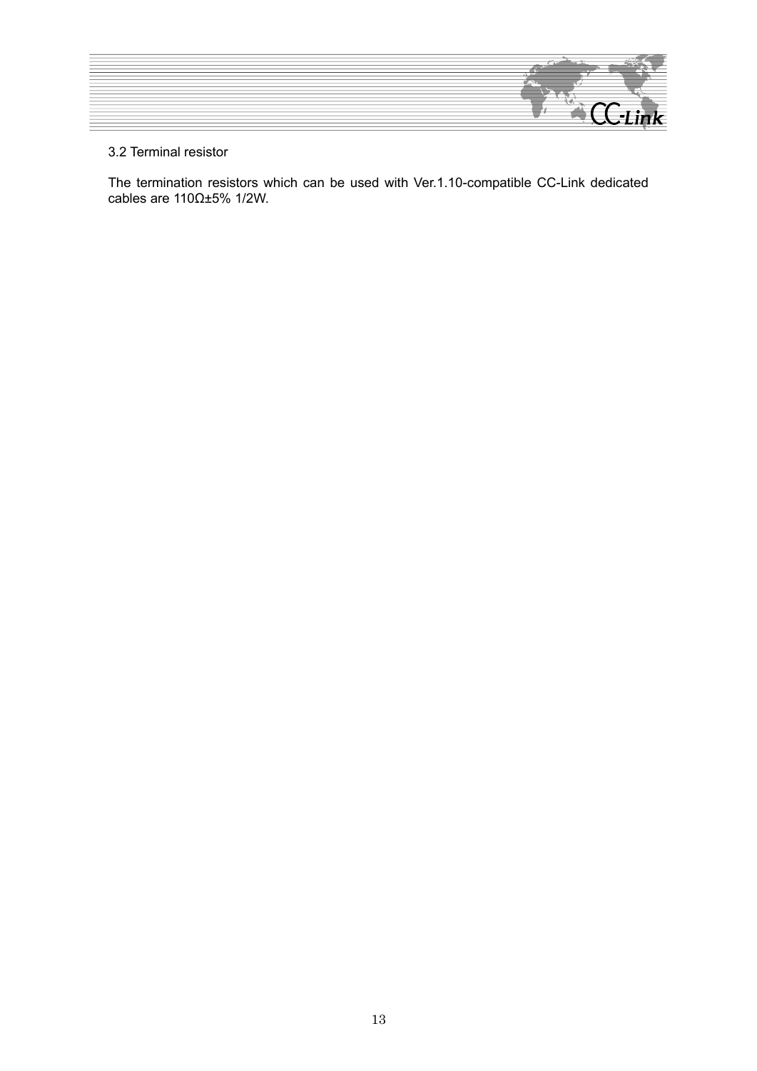## 3.2 Terminal resistor

The termination resistors which can be used with Ver.1.10-compatible CC-Link dedicated cables are 110Ω±5% 1/2W.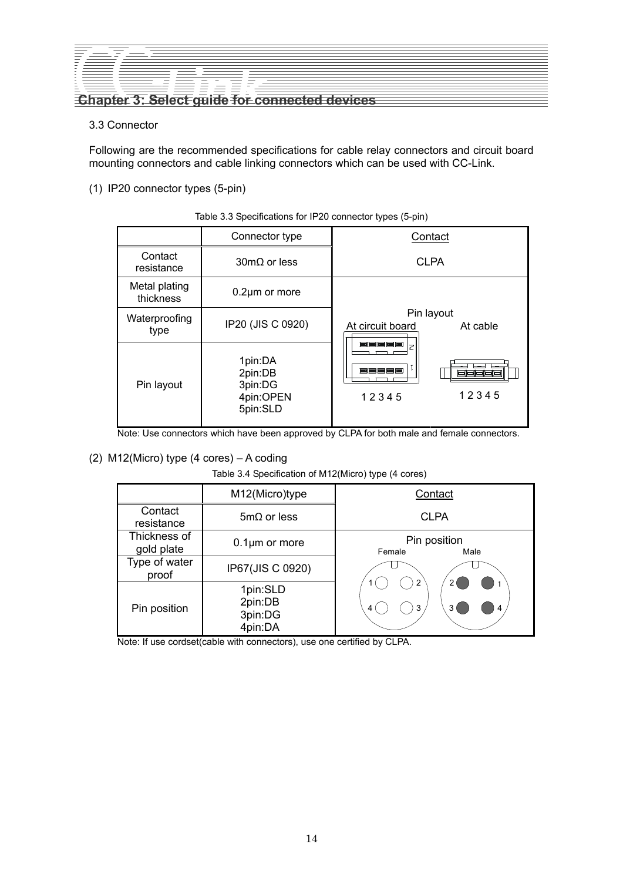## Chapter 3: Select guide for connected devices

3.3 Connector

Following are the recommended specifications for cable relay connectors and circuit board mounting connectors and cable linking connectors which can be used with CC-Link.

(1) IP20 connector types (5-pin)

Table 3.3 Specifications for IP20 connector types (5-pin)

| | Connector type | Contact |
|---|---|---|
| Contact resistance | 30mΩ or less | CLPA |
| Metal plating thickness | 0.2μm or more | Pin layout<br>At circuit board / At cable<br>1 2 3 4 5 / 1 2 3 4 5 |
| Waterproofing type | IP20 (JIS C 0920) | |
| Pin layout | 1pin:DA<br>2pin:DB<br>3pin:DG<br>4pin:OPEN<br>5pin:SLD | |

Note: Use connectors which have been approved by CLPA for both male and female connectors.

(2) M12(Micro) type (4 cores) – A coding

Table 3.4 Specification of M12(Micro) type (4 cores)

| | M12(Micro)type | Contact |
|---|---|---|
| Contact resistance | 5mΩ or less | CLPA |
| Thickness of gold plate | 0.1μm or more | Pin position<br>Female / Male |
| Type of water proof | IP67(JIS C 0920) | |
| Pin position | 1pin:SLD<br>2pin:DB<br>3pin:DG<br>4pin:DA | |

Note: If use cordset(cable with connectors), use one certified by CLPA.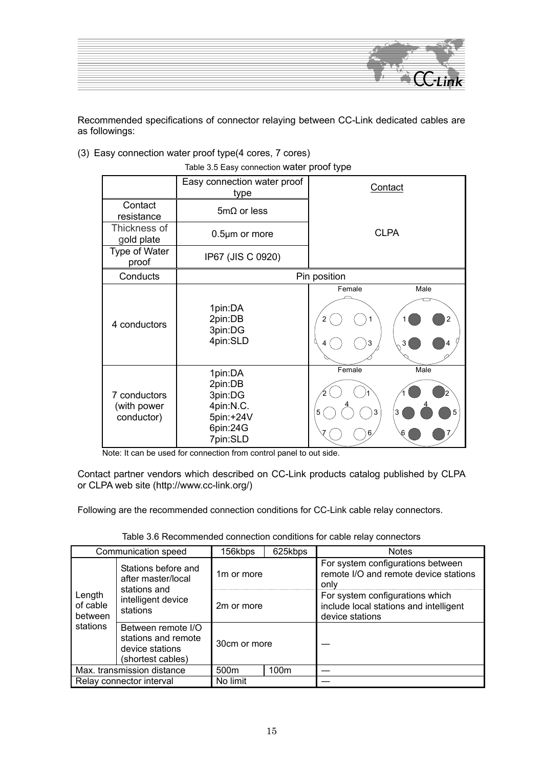Recommended specifications of connector relaying between CC-Link dedicated cables are as followings:

(3) Easy connection water proof type(4 cores, 7 cores)

Table 3.5 Easy connection water proof type

| | Easy connection water proof type | Contact |
|---|---|---|
| Contact resistance | 5mΩ or less | CLPA |
| Thickness of gold plate | 0.5μm or more | |
| Type of Water proof | IP67 (JIS C 0920) | |
| Conducts | Pin position | |
| 4 conductors | 1pin:DA<br>2pin:DB<br>3pin:DG<br>4pin:SLD | Female / Male |
| 7 conductors (with power conductor) | 1pin:DA<br>2pin:DB<br>3pin:DG<br>4pin:N.C.<br>5pin:+24V<br>6pin:24G<br>7pin:SLD | Female / Male |

Note: It can be used for connection from control panel to out side.

Contact partner vendors which described on CC-Link products catalog published by CLPA or CLPA web site (http://www.cc-link.org/)

Following are the recommended connection conditions for CC-Link cable relay connectors.

Table 3.6 Recommended connection conditions for cable relay connectors

| Communication speed | | 156kbps | 625kbps | Notes |
|---|---|---|---|---|
| Length of cable between stations | Stations before and after master/local stations and intelligent device stations | 1m or more | | For system configurations between remote I/O and remote device stations only |
| | | 2m or more | | For system configurations which include local stations and intelligent device stations |
| | Between remote I/O stations and remote device stations (shortest cables) | 30cm or more | | — |
| Max. transmission distance | | 500m | 100m | — |
| Relay connector interval | | No limit | | — |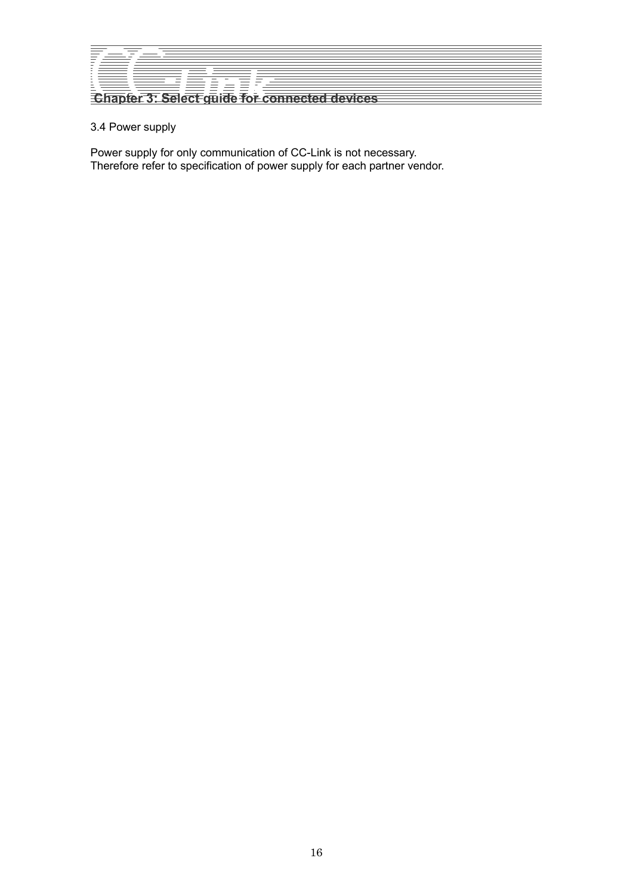## 3.4 Power supply

Power supply for only communication of CC-Link is not necessary.
Therefore refer to specification of power supply for each partner vendor.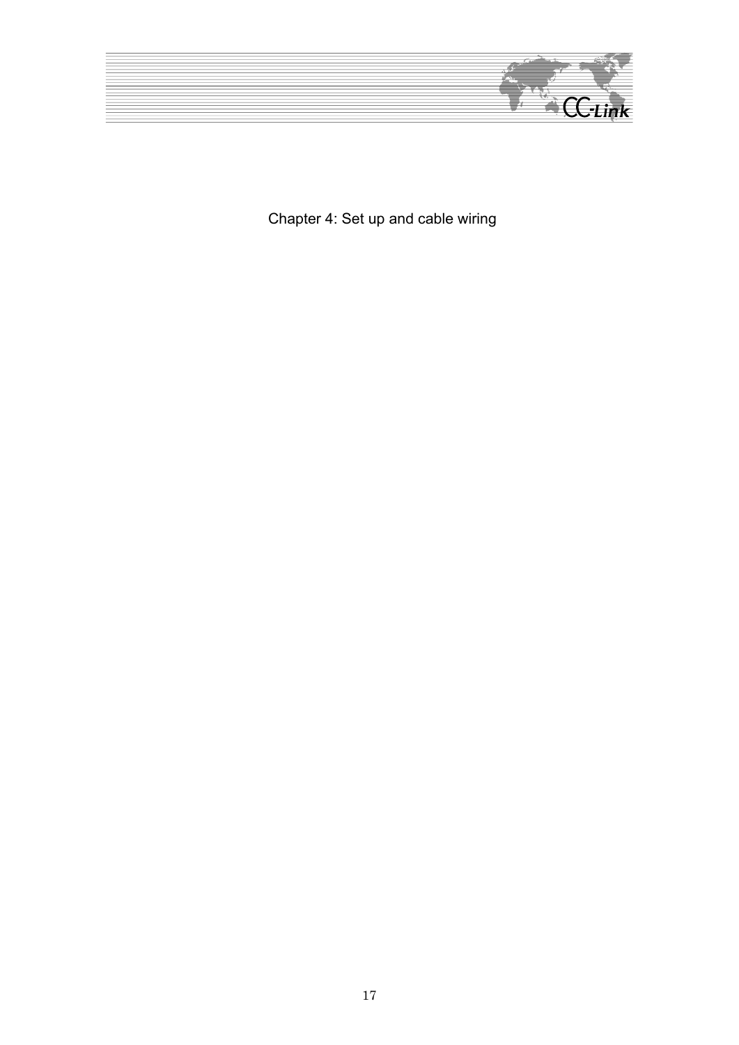# Chapter 4: Set up and cable wiring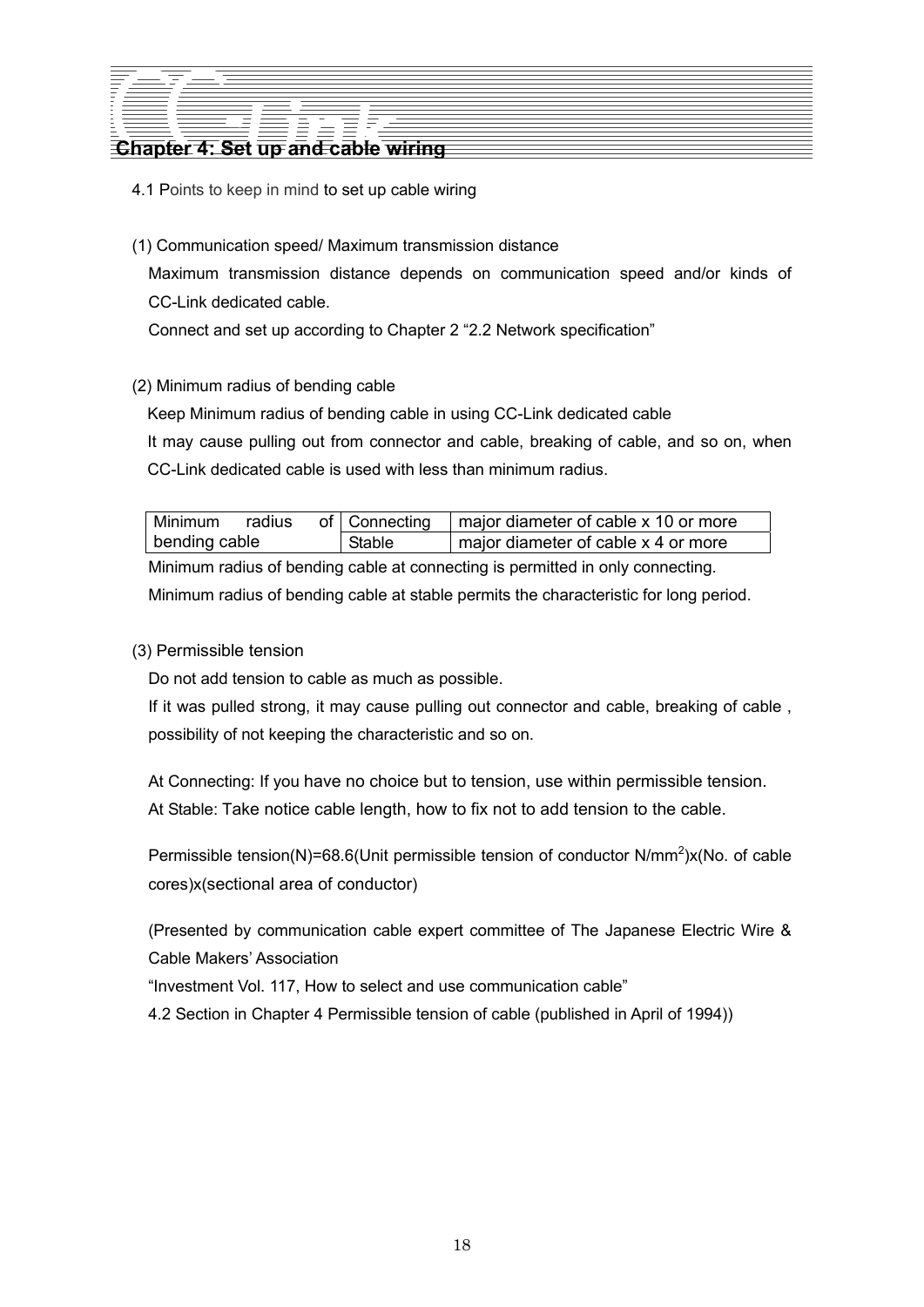# Chapter 4: Set up and cable wiring

## 4.1 Points to keep in mind to set up cable wiring

(1) Communication speed/ Maximum transmission distance

Maximum transmission distance depends on communication speed and/or kinds of CC-Link dedicated cable.

Connect and set up according to Chapter 2 "2.2 Network specification"

(2) Minimum radius of bending cable

Keep Minimum radius of bending cable in using CC-Link dedicated cable

It may cause pulling out from connector and cable, breaking of cable, and so on, when CC-Link dedicated cable is used with less than minimum radius.

| Minimum radius of bending cable | Connecting | major diameter of cable x 10 or more |
|---|---|---|
| | Stable | major diameter of cable x 4 or more |

Minimum radius of bending cable at connecting is permitted in only connecting.

Minimum radius of bending cable at stable permits the characteristic for long period.

(3) Permissible tension

Do not add tension to cable as much as possible.

If it was pulled strong, it may cause pulling out connector and cable, breaking of cable , possibility of not keeping the characteristic and so on.

At Connecting: If you have no choice but to tension, use within permissible tension.

At Stable: Take notice cable length, how to fix not to add tension to the cable.

Permissible tension(N)=68.6(Unit permissible tension of conductor N/mm$^2$)x(No. of cable cores)x(sectional area of conductor)

(Presented by communication cable expert committee of The Japanese Electric Wire & Cable Makers' Association

"Investment Vol. 117, How to select and use communication cable"

4.2 Section in Chapter 4 Permissible tension of cable (published in April of 1994))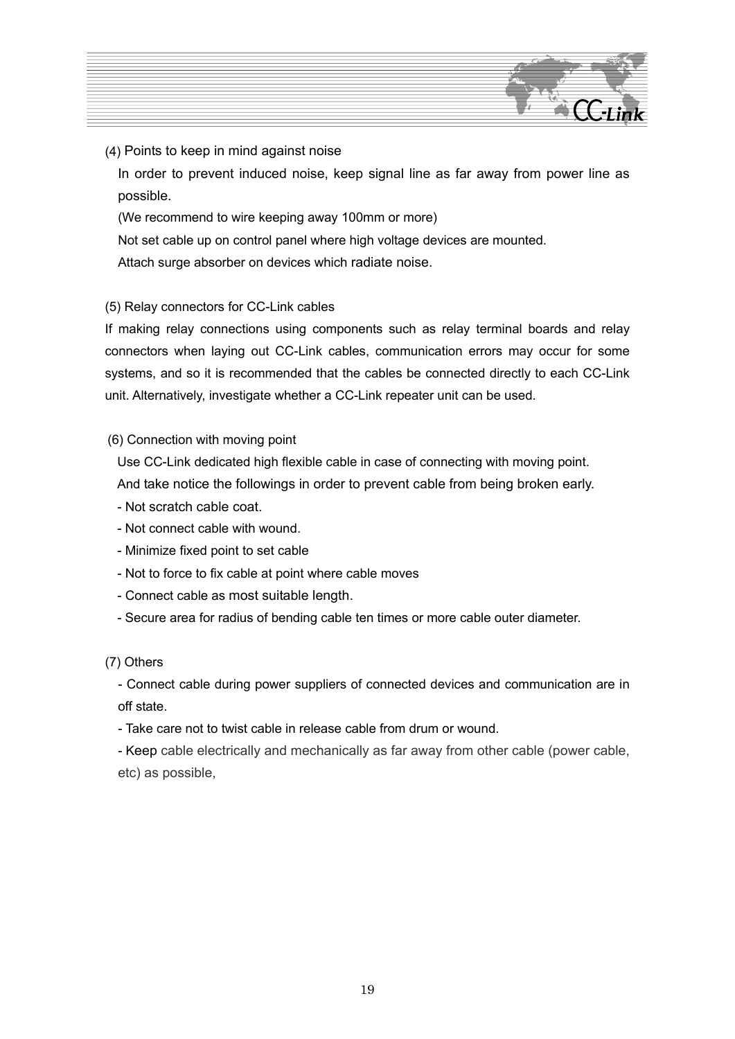(4) Points to keep in mind against noise

In order to prevent induced noise, keep signal line as far away from power line as possible.

(We recommend to wire keeping away 100mm or more)

Not set cable up on control panel where high voltage devices are mounted.

Attach surge absorber on devices which radiate noise.

(5) Relay connectors for CC-Link cables

If making relay connections using components such as relay terminal boards and relay connectors when laying out CC-Link cables, communication errors may occur for some systems, and so it is recommended that the cables be connected directly to each CC-Link unit. Alternatively, investigate whether a CC-Link repeater unit can be used.

(6) Connection with moving point

Use CC-Link dedicated high flexible cable in case of connecting with moving point.

And take notice the followings in order to prevent cable from being broken early.

- Not scratch cable coat.
- Not connect cable with wound.
- Minimize fixed point to set cable
- Not to force to fix cable at point where cable moves
- Connect cable as most suitable length.
- Secure area for radius of bending cable ten times or more cable outer diameter.

(7) Others

- Connect cable during power suppliers of connected devices and communication are in off state.
- Take care not to twist cable in release cable from drum or wound.
- Keep cable electrically and mechanically as far away from other cable (power cable, etc) as possible,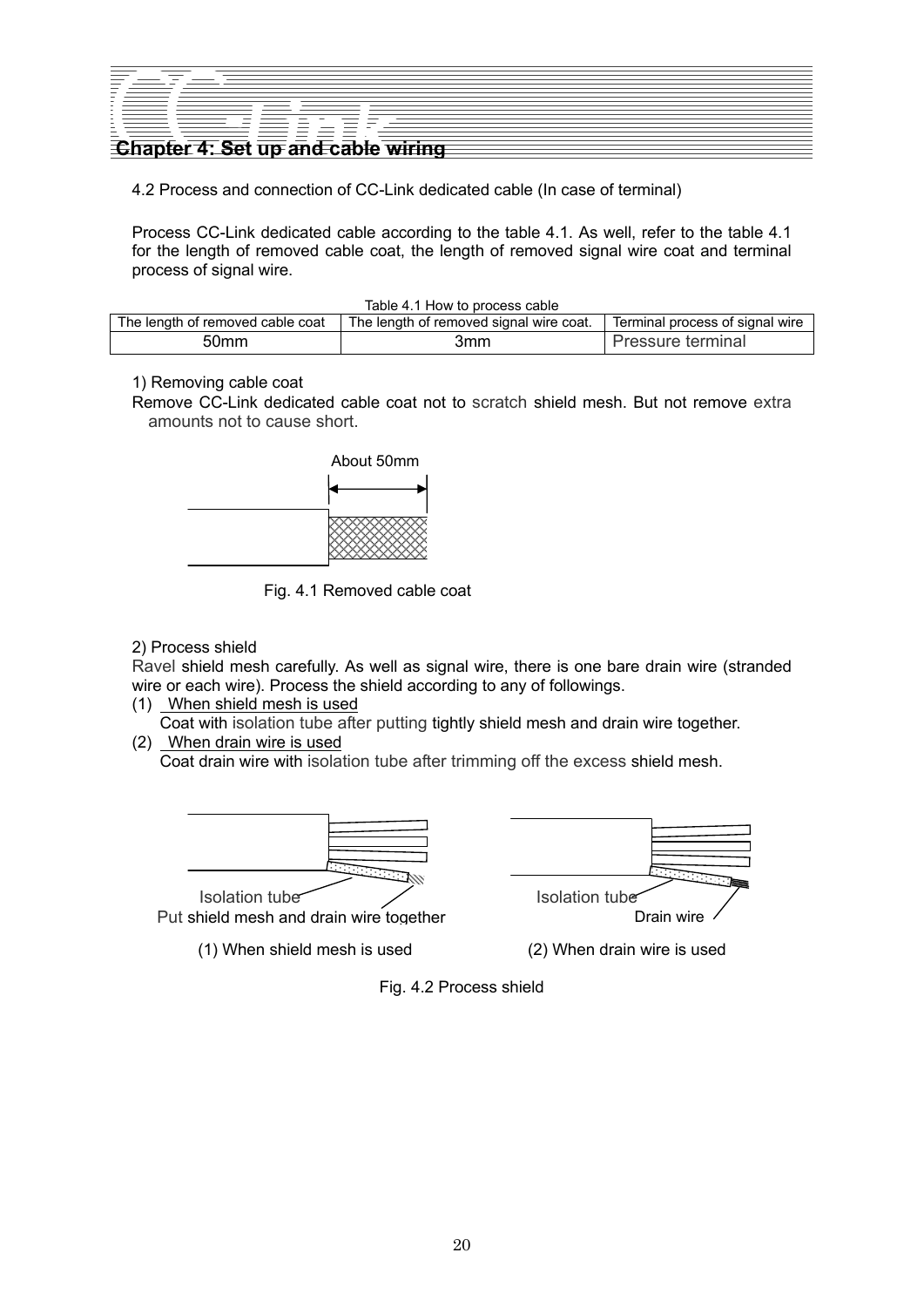# Chapter 4: Set up and cable wiring

4.2 Process and connection of CC-Link dedicated cable (In case of terminal)

Process CC-Link dedicated cable according to the table 4.1. As well, refer to the table 4.1 for the length of removed cable coat, the length of removed signal wire coat and terminal process of signal wire.

Table 4.1 How to process cable

| The length of removed cable coat | The length of removed signal wire coat. | Terminal process of signal wire |
|---|---|---|
| 50mm | 3mm | Pressure terminal |

1) Removing cable coat

Remove CC-Link dedicated cable coat not to scratch shield mesh. But not remove extra amounts not to cause short.

About 50mm

Fig. 4.1 Removed cable coat

2) Process shield

Ravel shield mesh carefully. As well as signal wire, there is one bare drain wire (stranded wire or each wire). Process the shield according to any of followings.

(1) When shield mesh is used
Coat with isolation tube after putting tightly shield mesh and drain wire together.

(2) When drain wire is used
Coat drain wire with isolation tube after trimming off the excess shield mesh.

Isolation tube
Put shield mesh and drain wire together

(1) When shield mesh is used

Isolation tube
Drain wire

(2) When drain wire is used

Fig. 4.2 Process shield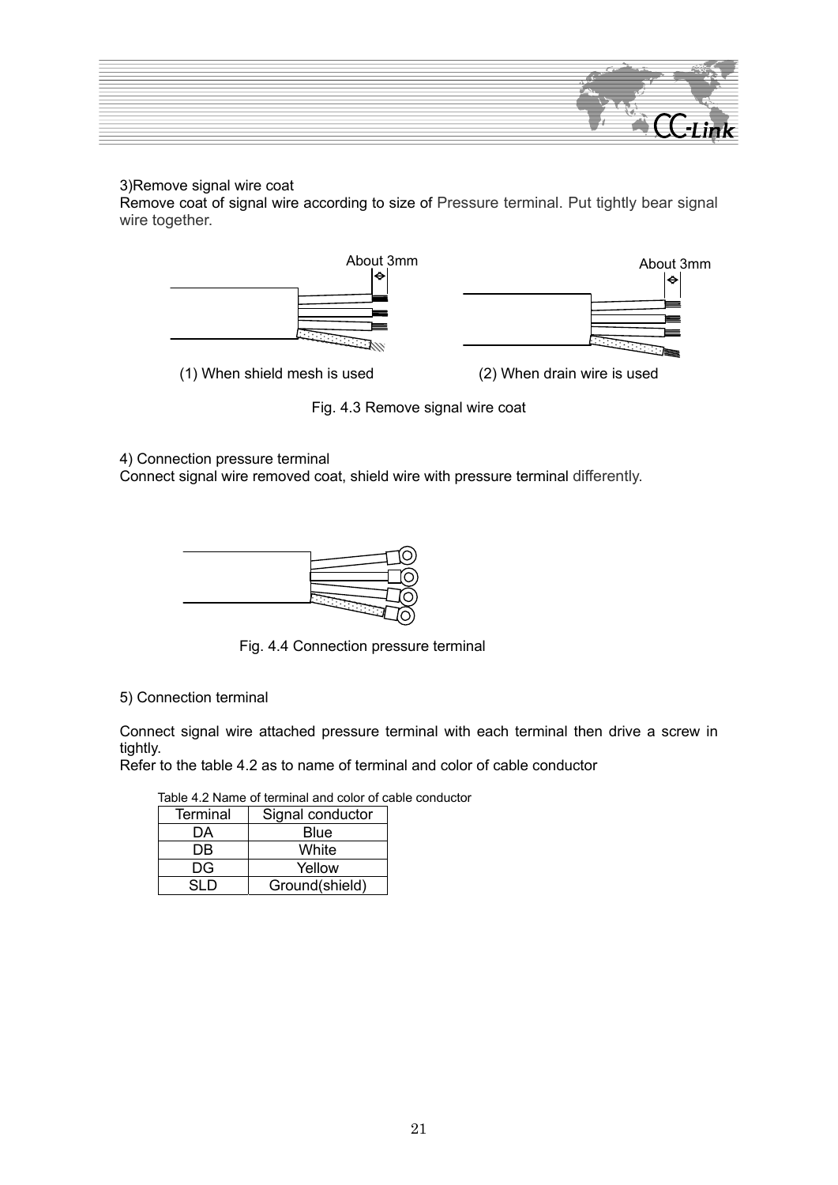3)Remove signal wire coat

Remove coat of signal wire according to size of Pressure terminal. Put tightly bear signal wire together.

About 3mm

About 3mm

(1) When shield mesh is used

(2) When drain wire is used

Fig. 4.3 Remove signal wire coat

4) Connection pressure terminal

Connect signal wire removed coat, shield wire with pressure terminal differently.

Fig. 4.4 Connection pressure terminal

5) Connection terminal

Connect signal wire attached pressure terminal with each terminal then drive a screw in tightly.

Refer to the table 4.2 as to name of terminal and color of cable conductor

Table 4.2 Name of terminal and color of cable conductor

| Terminal | Signal conductor |
|---|---|
| DA | Blue |
| DB | White |
| DG | Yellow |
| SLD | Ground(shield) |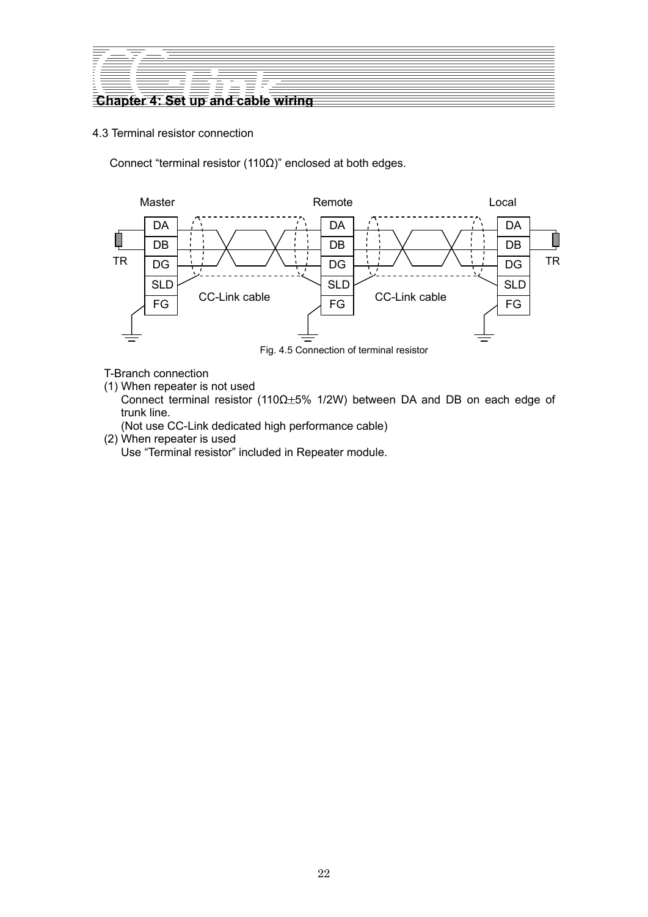## 4.3 Terminal resistor connection

Connect “terminal resistor (110Ω)” enclosed at both edges.

Fig. 4.5 Connection of terminal resistor

T-Branch connection

(1) When repeater is not used
    Connect terminal resistor (110Ω±5% 1/2W) between DA and DB on each edge of trunk line.
    (Not use CC-Link dedicated high performance cable)

(2) When repeater is used
    Use “Terminal resistor” included in Repeater module.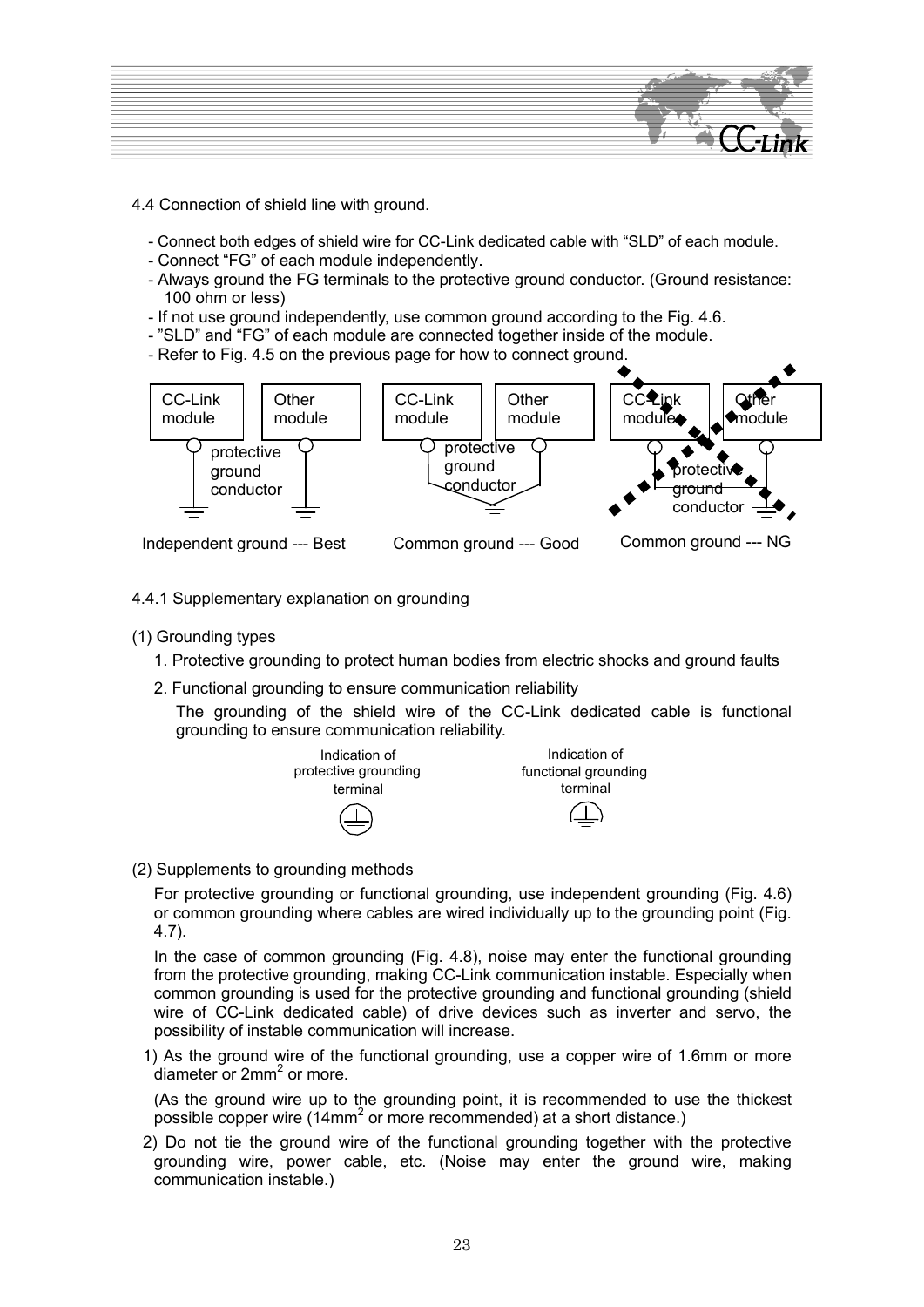4.4 Connection of shield line with ground.

- Connect both edges of shield wire for CC-Link dedicated cable with “SLD” of each module.
- Connect “FG” of each module independently.
- Always ground the FG terminals to the protective ground conductor. (Ground resistance: 100 ohm or less)
- If not use ground independently, use common ground according to the Fig. 4.6.
- ”SLD” and “FG” of each module are connected together inside of the module.
- Refer to Fig. 4.5 on the previous page for how to connect ground.

CC-Link module | Other module | protective ground conductor

Independent ground --- Best

CC-Link module | Other module | protective ground conductor

Common ground --- Good

CC-Link module | Other module | protective ground conductor

Common ground --- NG

4.4.1 Supplementary explanation on grounding

(1) Grounding types

1. Protective grounding to protect human bodies from electric shocks and ground faults
2. Functional grounding to ensure communication reliability

   The grounding of the shield wire of the CC-Link dedicated cable is functional grounding to ensure communication reliability.

Indication of protective grounding terminal

Indication of functional grounding terminal

(2) Supplements to grounding methods

For protective grounding or functional grounding, use independent grounding (Fig. 4.6) or common grounding where cables are wired individually up to the grounding point (Fig. 4.7).

In the case of common grounding (Fig. 4.8), noise may enter the functional grounding from the protective grounding, making CC-Link communication instable. Especially when common grounding is used for the protective grounding and functional grounding (shield wire of CC-Link dedicated cable) of drive devices such as inverter and servo, the possibility of instable communication will increase.

1) As the ground wire of the functional grounding, use a copper wire of 1.6mm or more diameter or $2mm^2$ or more.

   (As the ground wire up to the grounding point, it is recommended to use the thickest possible copper wire ($14mm^2$ or more recommended) at a short distance.)

2) Do not tie the ground wire of the functional grounding together with the protective grounding wire, power cable, etc. (Noise may enter the ground wire, making communication instable.)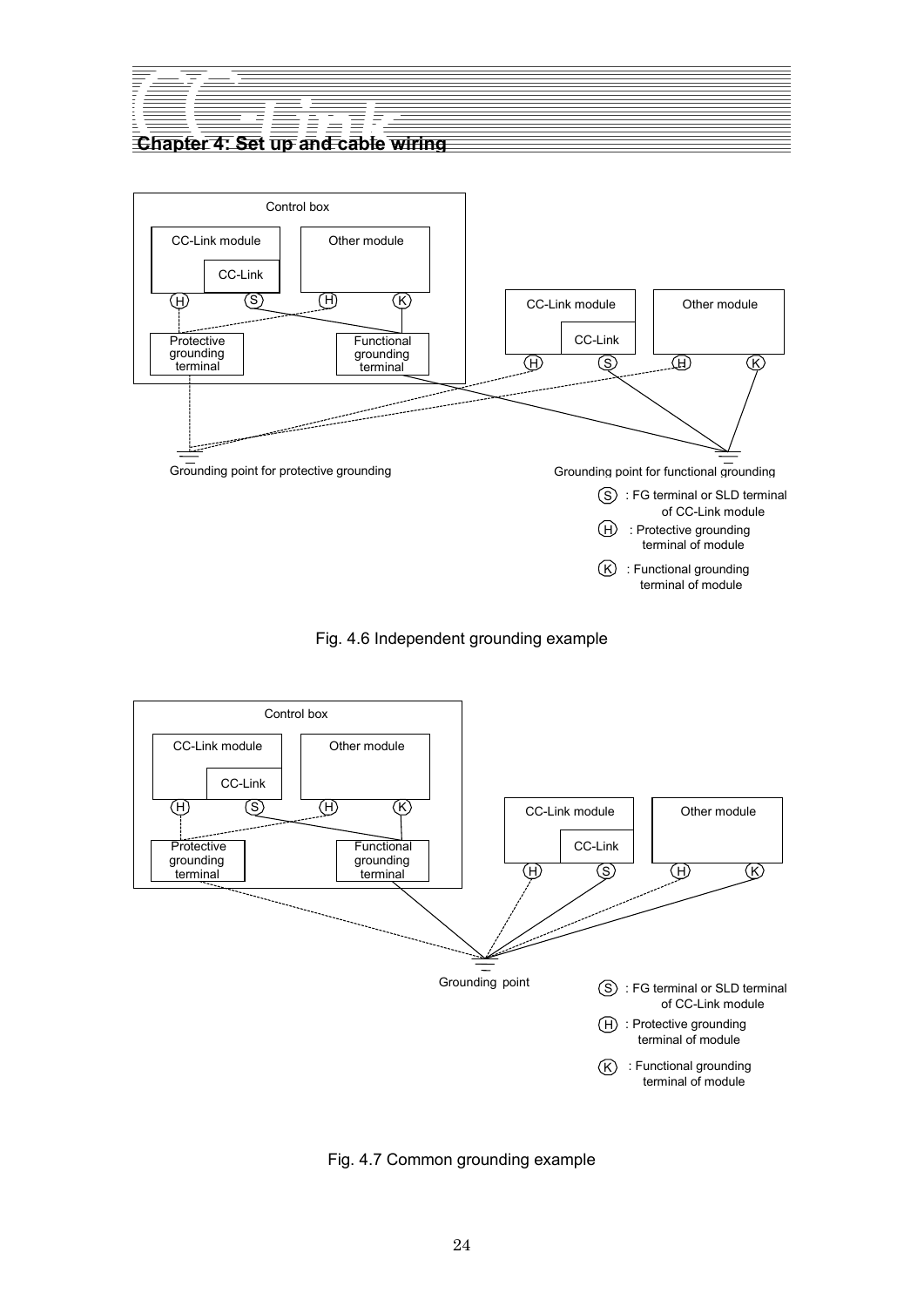Control box

CC-Link module

CC-Link

Other module

Protective grounding terminal

Functional grounding terminal

CC-Link module

CC-Link

Other module

Grounding point for protective grounding

Grounding point for functional grounding

(S) : FG terminal or SLD terminal of CC-Link module

(H) : Protective grounding terminal of module

(K) : Functional grounding terminal of module

Fig. 4.6 Independent grounding example

Control box

CC-Link module

CC-Link

Other module

Protective grounding terminal

Functional grounding terminal

CC-Link module

CC-Link

Other module

Grounding point

(S) : FG terminal or SLD terminal of CC-Link module

(H) : Protective grounding terminal of module

(K) : Functional grounding terminal of module

Fig. 4.7 Common grounding example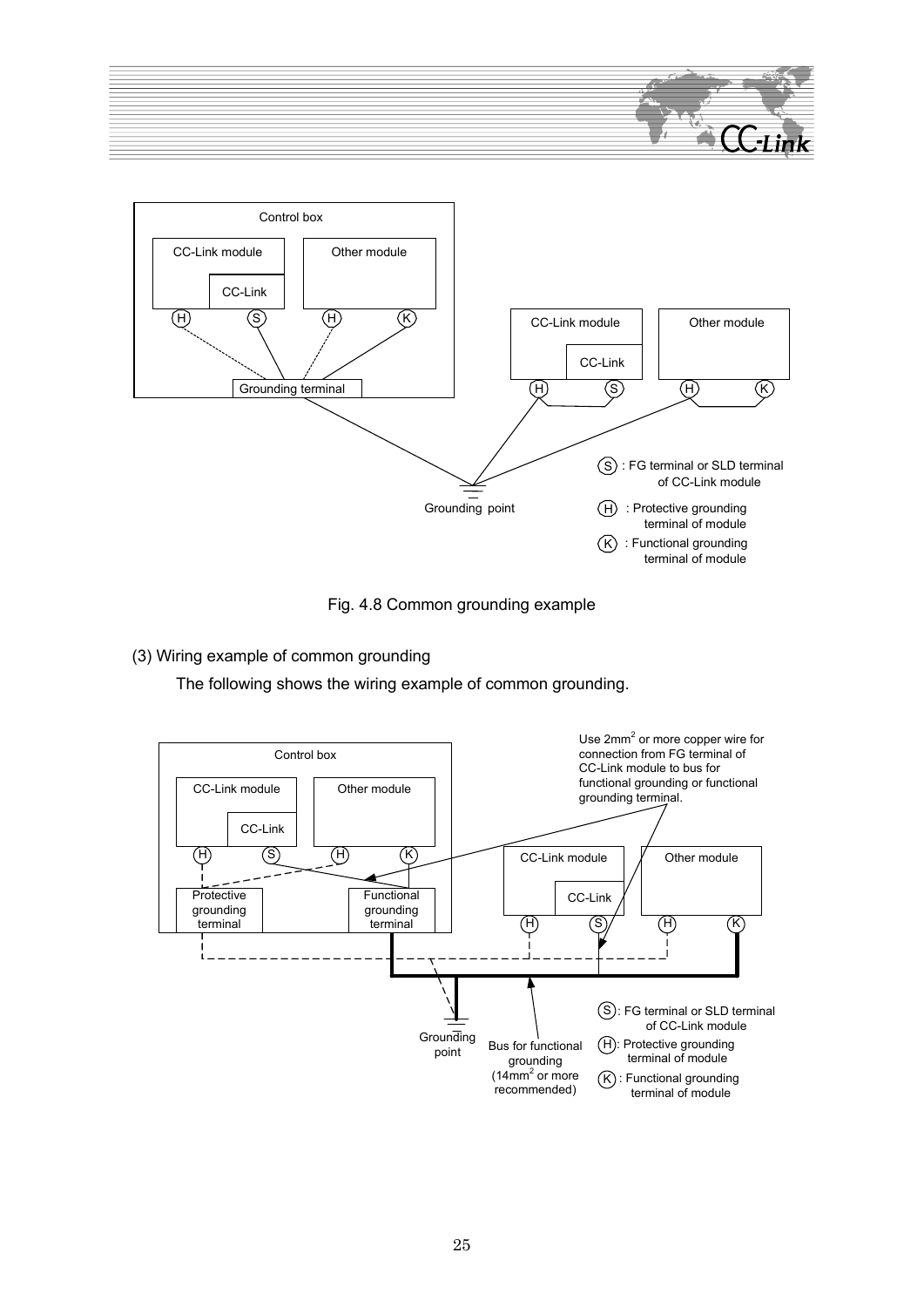Fig. 4.8 Common grounding example

(3) Wiring example of common grounding

The following shows the wiring example of common grounding.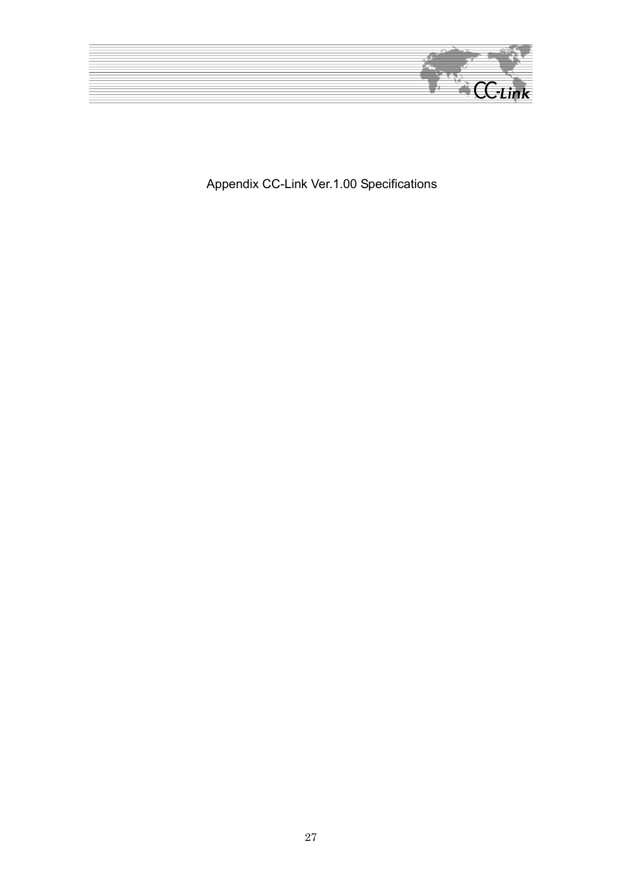# Appendix CC-Link Ver.1.00 Specifications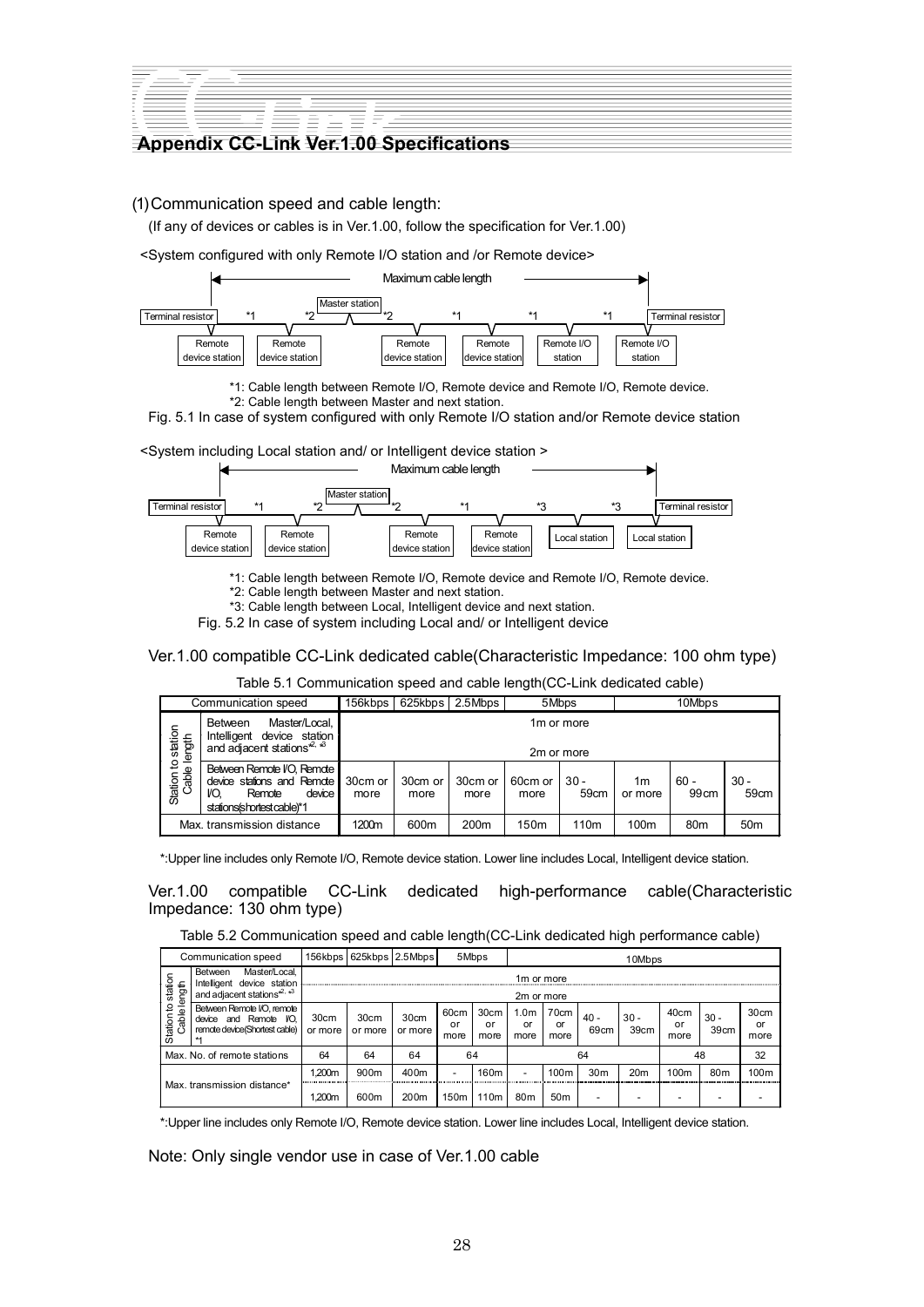## Appendix CC-Link Ver.1.00 Specifications

(1) Communication speed and cable length:

(If any of devices or cables is in Ver.1.00, follow the specification for Ver.1.00)

<System configured with only Remote I/O station and /or Remote device>

Maximum cable length

Terminal resistor | \*1 Remote device station | \*2 Remote device station | Master station | \*2 Remote device station | \*1 Remote device station | \*1 Remote I/O station | \*1 Remote I/O station | Terminal resistor

\*1: Cable length between Remote I/O, Remote device and Remote I/O, Remote device.
\*2: Cable length between Master and next station.

Fig. 5.1 In case of system configured with only Remote I/O station and/or Remote device station

<System including Local station and/ or Intelligent device station >

Maximum cable length

Terminal resistor | \*1 Remote device station | \*2 Remote device station | Master station | \*2 Remote device station | \*1 Remote device station | \*3 Local station | \*3 Local station | Terminal resistor

\*1: Cable length between Remote I/O, Remote device and Remote I/O, Remote device.
\*2: Cable length between Master and next station.
\*3: Cable length between Local, Intelligent device and next station.

Fig. 5.2 In case of system including Local and/ or Intelligent device

Ver.1.00 compatible CC-Link dedicated cable(Characteristic Impedance: 100 ohm type)

Table 5.1 Communication speed and cable length(CC-Link dedicated cable)

| Communication speed | | 156kbps | 625kbps | 2.5Mbps | 5Mbps | | 10Mbps | | |
|---|---|---|---|---|---|---|---|---|---|
| Station to station Cable length | Between Master/Local, Intelligent device station and adjacent stations\*2, \*3 | 1m or more / 2m or more | | | | | | | |
| | Between Remote I/O, Remote device stations and Remote I/O, Remote device stations(shortest cable)\*1 | 30cm or more | 30cm or more | 30cm or more | 60cm or more | 30 - 59cm | 1m or more | 60 - 99cm | 30 - 59cm |
| Max. transmission distance | | 1200m | 600m | 200m | 150m | 110m | 100m | 80m | 50m |

\*:Upper line includes only Remote I/O, Remote device station. Lower line includes Local, Intelligent device station.

Ver.1.00 compatible CC-Link dedicated high-performance cable(Characteristic Impedance: 130 ohm type)

Table 5.2 Communication speed and cable length(CC-Link dedicated high performance cable)

| Communication speed | | 156kbps | 625kbps | 2.5Mbps | 5Mbps | | 10Mbps | | | | | | | |
|---|---|---|---|---|---|---|---|---|---|---|---|---|---|---|
| Station to station Cable length | Between Master/Local, Intelligent device station and adjacent stations\*2, \*3 | 1m or more / 2m or more | | | | | | | | | | | | |
| | Between Remote I/O, remote device and Remote I/O, remote device(Shortest cable) \*1 | 30cm or more | 30cm or more | 30cm or more | 60cm or more | 30cm or more | 1.0m or more | 70cm or more | 40 - 69cm | 30 - 39cm | 40cm or more | 30 - 39cm | 30cm or more |
| Max. No. of remote stations | | 64 | 64 | 64 | 64 | | 64 | | | | 48 | | 32 |
| Max. transmission distance\* | | 1,200m | 900m | 400m | - | 160m | - | 100m | 30m | 20m | 100m | 80m | 100m |
| | | 1,200m | 600m | 200m | 150m | 110m | 80m | 50m | - | - | - | - | - |

\*:Upper line includes only Remote I/O, Remote device station. Lower line includes Local, Intelligent device station.

Note: Only single vendor use in case of Ver.1.00 cable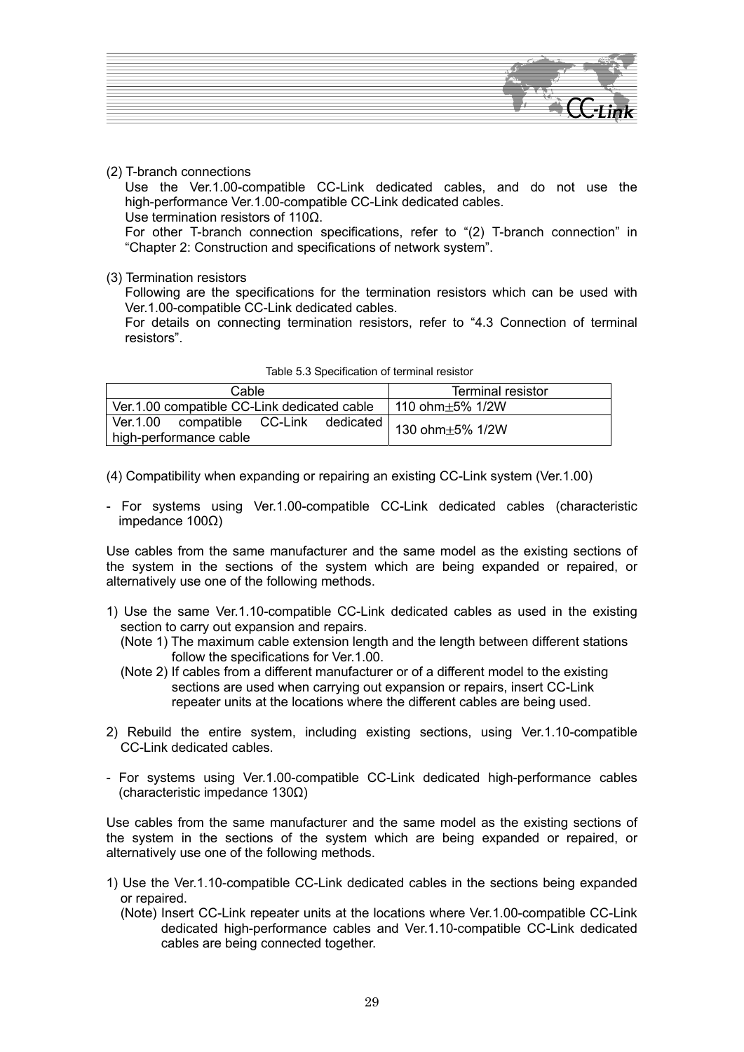(2) T-branch connections

Use the Ver.1.00-compatible CC-Link dedicated cables, and do not use the high-performance Ver.1.00-compatible CC-Link dedicated cables.

Use termination resistors of 110Ω.

For other T-branch connection specifications, refer to "(2) T-branch connection" in "Chapter 2: Construction and specifications of network system".

(3) Termination resistors

Following are the specifications for the termination resistors which can be used with Ver.1.00-compatible CC-Link dedicated cables.

For details on connecting termination resistors, refer to "4.3 Connection of terminal resistors".

Table 5.3 Specification of terminal resistor

| Cable | Terminal resistor |
|---|---|
| Ver.1.00 compatible CC-Link dedicated cable | 110 ohm±5% 1/2W |
| Ver.1.00 compatible CC-Link dedicated high-performance cable | 130 ohm±5% 1/2W |

(4) Compatibility when expanding or repairing an existing CC-Link system (Ver.1.00)

- For systems using Ver.1.00-compatible CC-Link dedicated cables (characteristic impedance 100Ω)

Use cables from the same manufacturer and the same model as the existing sections of the system in the sections of the system which are being expanded or repaired, or alternatively use one of the following methods.

1) Use the same Ver.1.10-compatible CC-Link dedicated cables as used in the existing section to carry out expansion and repairs.
   (Note 1) The maximum cable extension length and the length between different stations follow the specifications for Ver.1.00.
   (Note 2) If cables from a different manufacturer or of a different model to the existing sections are used when carrying out expansion or repairs, insert CC-Link repeater units at the locations where the different cables are being used.

2) Rebuild the entire system, including existing sections, using Ver.1.10-compatible CC-Link dedicated cables.

- For systems using Ver.1.00-compatible CC-Link dedicated high-performance cables (characteristic impedance 130Ω)

Use cables from the same manufacturer and the same model as the existing sections of the system in the sections of the system which are being expanded or repaired, or alternatively use one of the following methods.

1) Use the Ver.1.10-compatible CC-Link dedicated cables in the sections being expanded or repaired.
   (Note) Insert CC-Link repeater units at the locations where Ver.1.00-compatible CC-Link dedicated high-performance cables and Ver.1.10-compatible CC-Link dedicated cables are being connected together.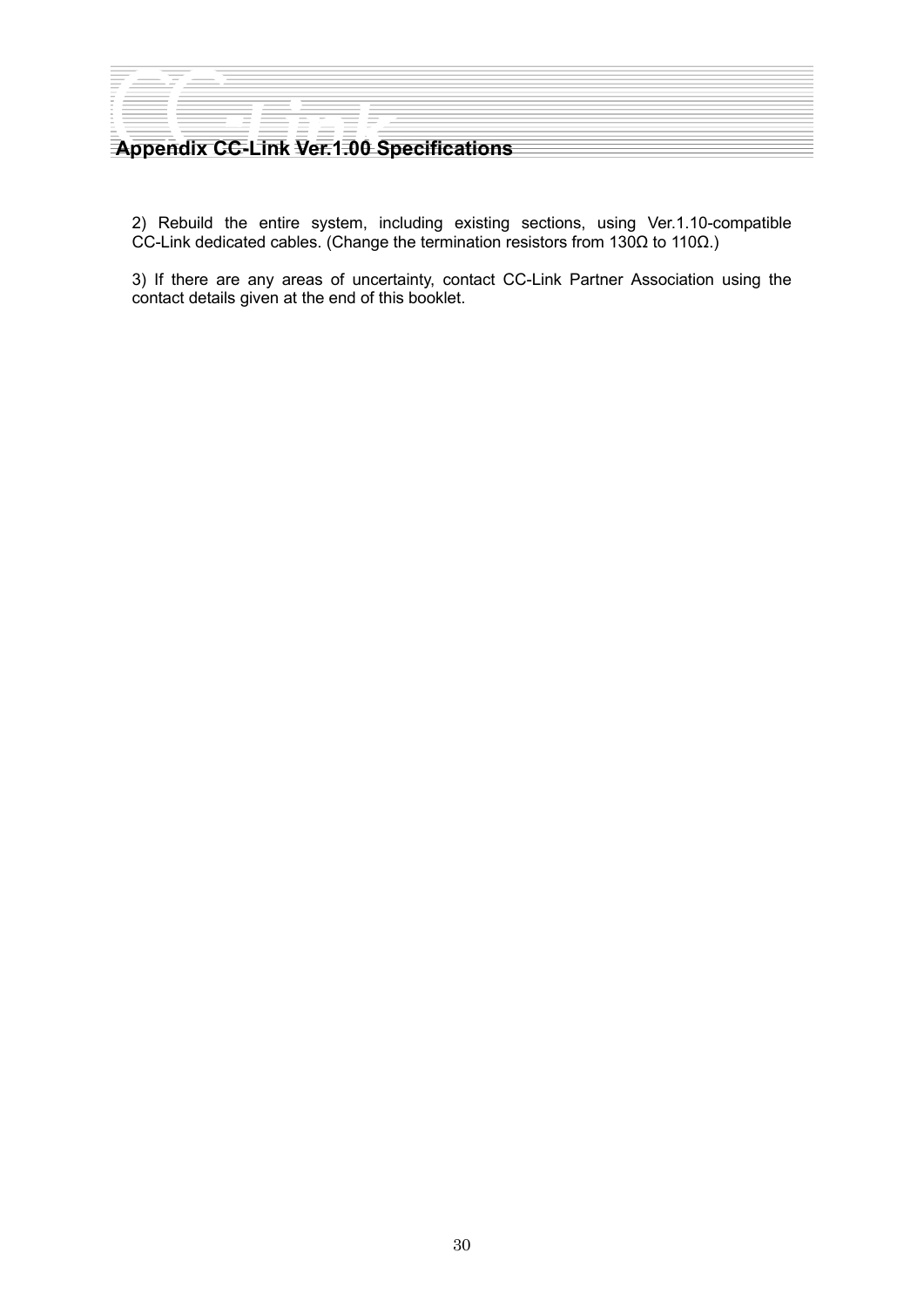2) Rebuild the entire system, including existing sections, using Ver.1.10-compatible CC-Link dedicated cables. (Change the termination resistors from 130Ω to 110Ω.)

3) If there are any areas of uncertainty, contact CC-Link Partner Association using the contact details given at the end of this booklet.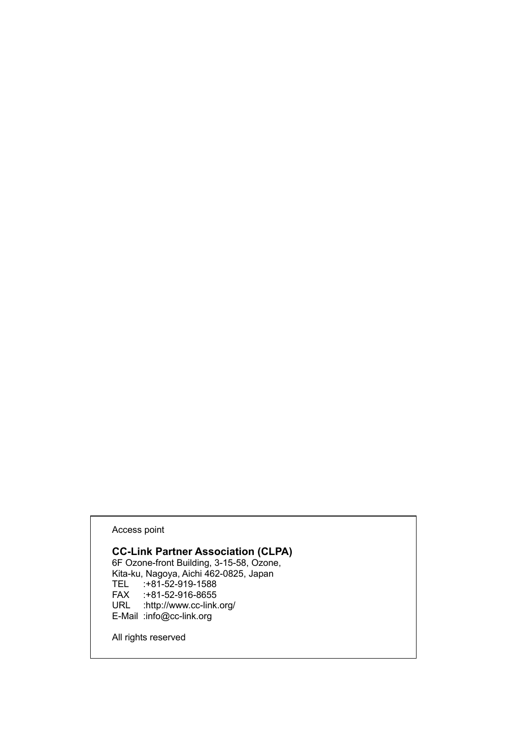Access point

**CC-Link Partner Association (CLPA)**
6F Ozone-front Building, 3-15-58, Ozone,
Kita-ku, Nagoya, Aichi 462-0825, Japan
TEL :+81-52-919-1588
FAX :+81-52-916-8655
URL :http://www.cc-link.org/
E-Mail :info@cc-link.org

All rights reserved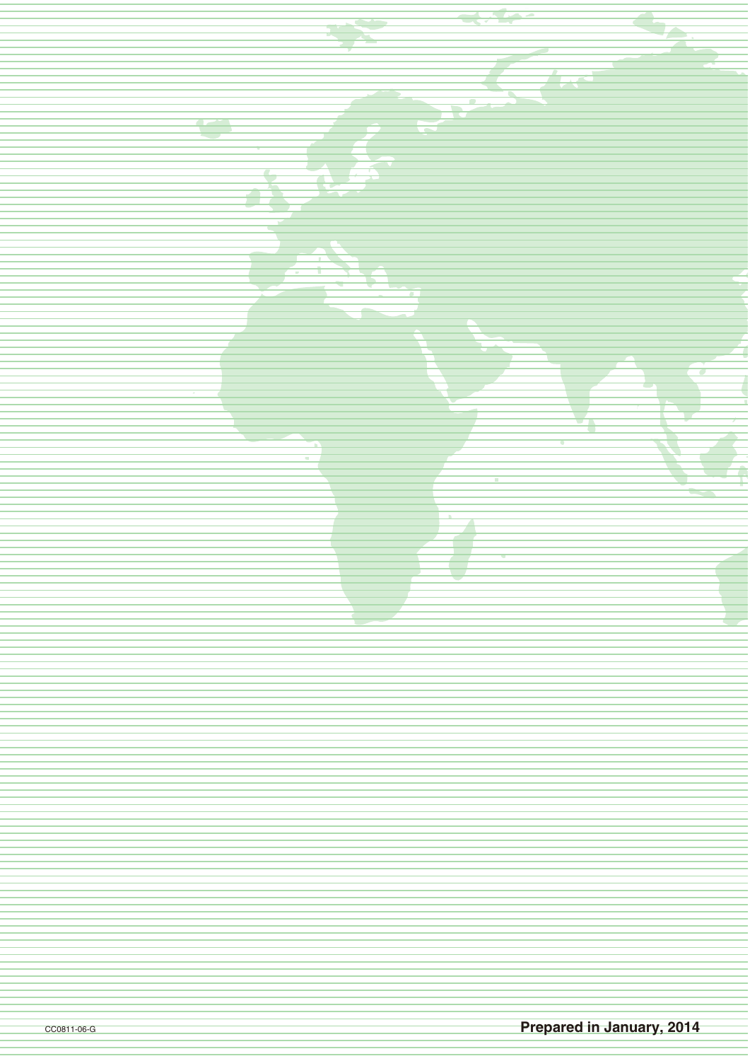CC0811-06-G

**Prepared in January, 2014**